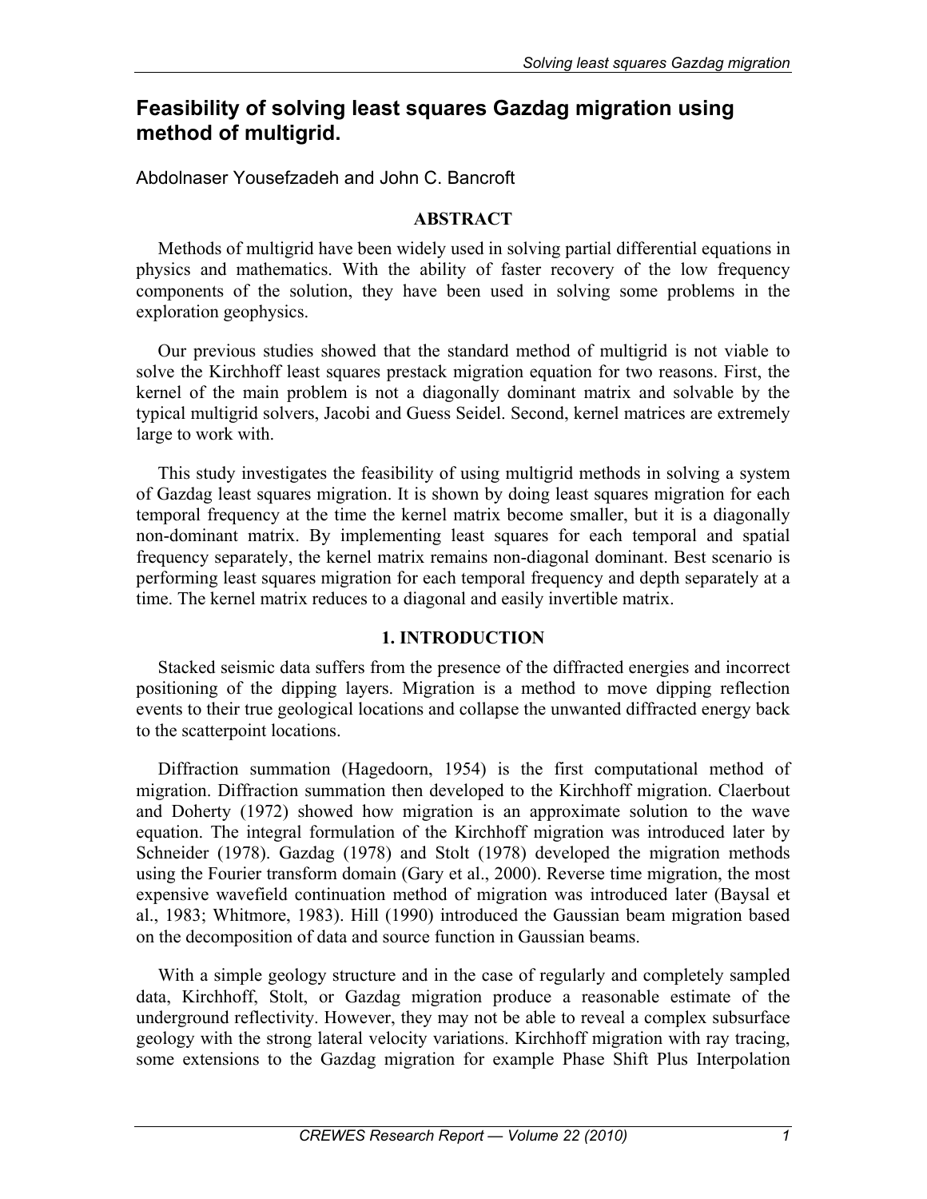# Feasibility of solving least squares Gazdag migration using method of multigrid.

Abdolnaser Yousefzadeh and John C. Bancroft

## ABSTRACT

Methods of multigrid have been widely used in solving partial differential equations in physics and mathematics. With the ability of faster recovery of the low frequency components of the solution, they have been used in solving some problems in the exploration geophysics.

Our previous studies showed that the standard method of multigrid is not viable to solve the Kirchhoff least squares prestack migration equation for two reasons. First, the kernel of the main problem is not a diagonally dominant matrix and solvable by the typical multigrid solvers, Jacobi and Guess Seidel. Second, kernel matrices are extremely large to work with.

This study investigates the feasibility of using multigrid methods in solving a system of Gazdag least squares migration. It is shown by doing least squares migration for each temporal frequency at the time the kernel matrix become smaller, but it is a diagonally non-dominant matrix. By implementing least squares for each temporal and spatial frequency separately, the kernel matrix remains non-diagonal dominant. Best scenario is performing least squares migration for each temporal frequency and depth separately at a time. The kernel matrix reduces to a diagonal and easily invertible matrix.

## 1. INTRODUCTION

Stacked seismic data suffers from the presence of the diffracted energies and incorrect positioning of the dipping layers. Migration is a method to move dipping reflection events to their true geological locations and collapse the unwanted diffracted energy back to the scatterpoint locations.

Diffraction summation (Hagedoorn, 1954) is the first computational method of migration. Diffraction summation then developed to the Kirchhoff migration. Claerbout and Doherty (1972) showed how migration is an approximate solution to the wave equation. The integral formulation of the Kirchhoff migration was introduced later by Schneider (1978). Gazdag (1978) and Stolt (1978) developed the migration methods using the Fourier transform domain (Gary et al., 2000). Reverse time migration, the most expensive wavefield continuation method of migration was introduced later (Baysal et al., 1983; Whitmore, 1983). Hill (1990) introduced the Gaussian beam migration based on the decomposition of data and source function in Gaussian beams.

With a simple geology structure and in the case of regularly and completely sampled data, Kirchhoff, Stolt, or Gazdag migration produce a reasonable estimate of the underground reflectivity. However, they may not be able to reveal a complex subsurface geology with the strong lateral velocity variations. Kirchhoff migration with ray tracing, some extensions to the Gazdag migration for example Phase Shift Plus Interpolation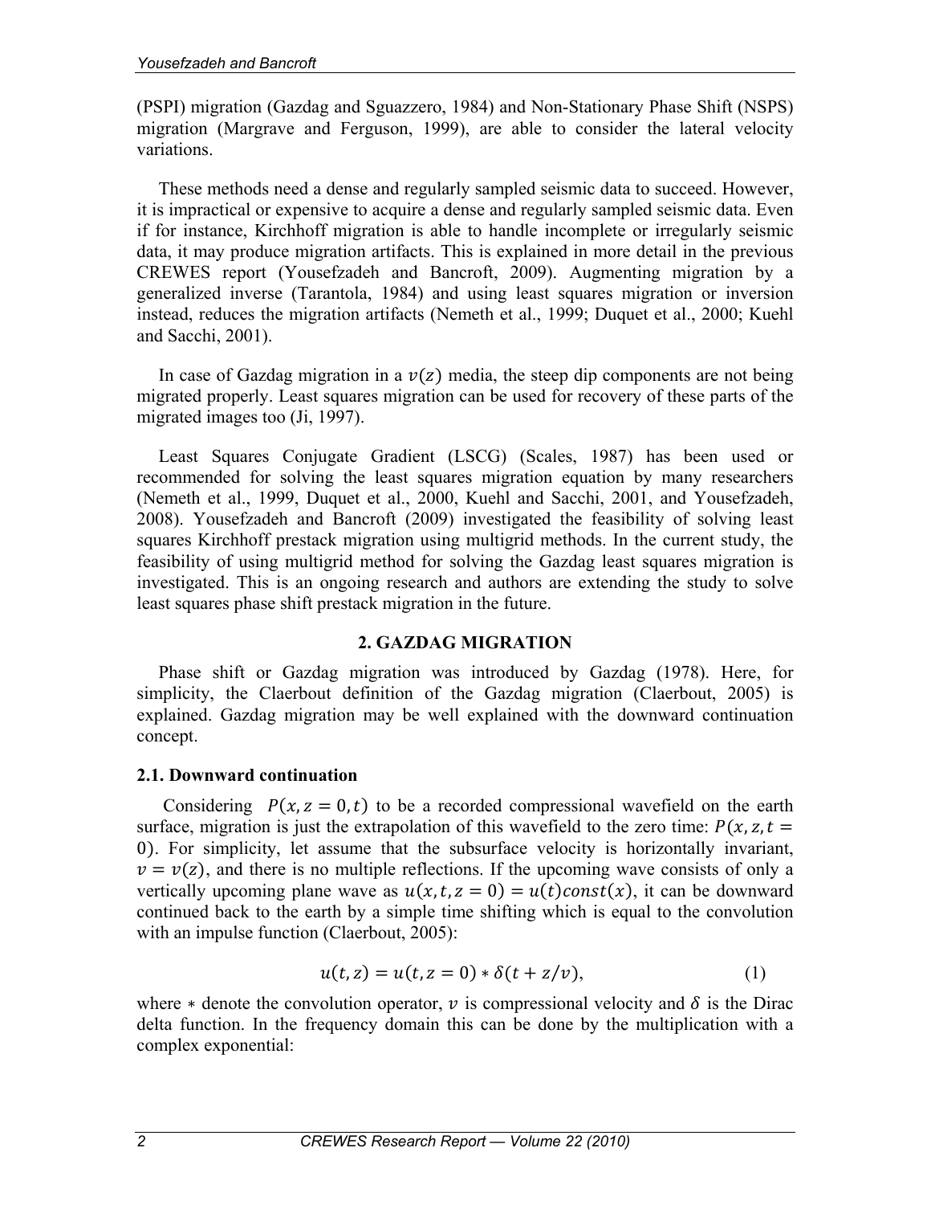(PSPI) migration (Gazdag and Sguazzero, 1984) and Non-Stationary Phase Shift (NSPS) migration (Margrave and Ferguson, 1999), are able to consider the lateral velocity variations.

These methods need a dense and regularly sampled seismic data to succeed. However, it is impractical or expensive to acquire a dense and regularly sampled seismic data. Even if for instance, Kirchhoff migration is able to handle incomplete or irregularly seismic data, it may produce migration artifacts. This is explained in more detail in the previous CREWES report (Yousefzadeh and Bancroft, 2009). Augmenting migration by a generalized inverse (Tarantola, 1984) and using least squares migration or inversion instead, reduces the migration artifacts (Nemeth et al., 1999; Duquet et al., 2000; Kuehl and Sacchi, 2001).

In case of Gazdag migration in a $v(z)$ media, the steep dip components are not being migrated properly. Least squares migration can be used for recovery of these parts of the migrated images too (Ji, 1997).

Least Squares Conjugate Gradient (LSCG) (Scales, 1987) has been used or recommended for solving the least squares migration equation by many researchers (Nemeth et al., 1999, Duquet et al., 2000, Kuehl and Sacchi, 2001, and Yousefzadeh, 2008). Yousefzadeh and Bancroft (2009) investigated the feasibility of solving least squares Kirchhoff prestack migration using multigrid methods. In the current study, the feasibility of using multigrid method for solving the Gazdag least squares migration is investigated. This is an ongoing research and authors are extending the study to solve least squares phase shift prestack migration in the future.

## 2. GAZDAG MIGRATION

Phase shift or Gazdag migration was introduced by Gazdag (1978). Here, for simplicity, the Claerbout definition of the Gazdag migration (Claerbout, 2005) is explained. Gazdag migration may be well explained with the downward continuation concept.

### 2.1. Downward continuation

Considering $P(x, z = 0, t)$ to be a recorded compressional wavefield on the earth surface, migration is just the extrapolation of this wavefield to the zero time: $P(x, z, t = 0)$. For simplicity, let assume that the subsurface velocity is horizontally invariant, $v = v(z)$, and there is no multiple reflections. If the upcoming wave consists of only a vertically upcoming plane wave as $u(x, t, z = 0) = u(t)const(x)$, it can be downward continued back to the earth by a simple time shifting which is equal to the convolution with an impulse function (Claerbout, 2005):

$$u(t, z) = u(t, z = 0) * \delta(t + z/v), \tag{1}$$

where $*$ denote the convolution operator, $v$ is compressional velocity and $\delta$ is the Dirac delta function. In the frequency domain this can be done by the multiplication with a complex exponential: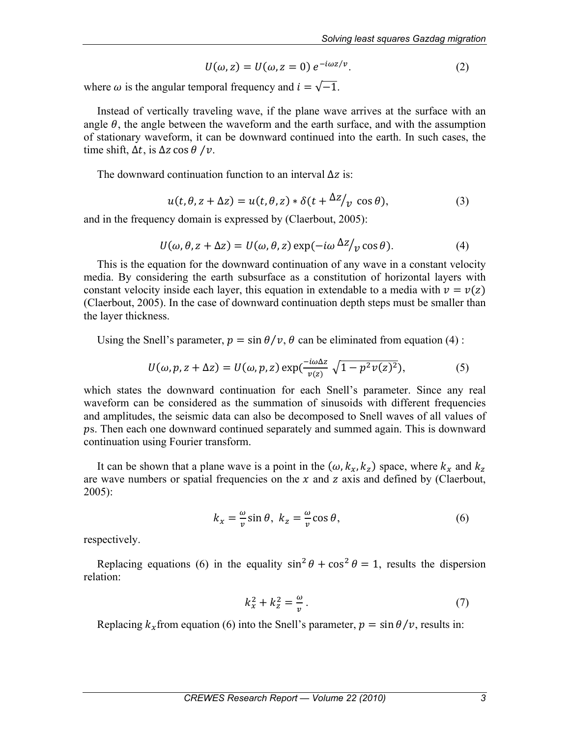$$U(\omega, z) = U(\omega, z = 0)\, e^{-i\omega z/v}. \tag{2}$$

where $\omega$ is the angular temporal frequency and $i = \sqrt{-1}$.

Instead of vertically traveling wave, if the plane wave arrives at the surface with an angle $\theta$, the angle between the waveform and the earth surface, and with the assumption of stationary waveform, it can be downward continued into the earth. In such cases, the time shift, $\Delta t$, is $\Delta z \cos\theta\, / v$.

The downward continuation function to an interval $\Delta z$ is:

$$u(t, \theta, z + \Delta z) = u(t, \theta, z) * \delta(t + {}^{\Delta z}\!/_{v}\, \cos\theta), \tag{3}$$

and in the frequency domain is expressed by (Claerbout, 2005):

$$U(\omega, \theta, z + \Delta z) = U(\omega, \theta, z) \exp(-i\omega\, {}^{\Delta z}\!/_{v} \cos\theta). \tag{4}$$

This is the equation for the downward continuation of any wave in a constant velocity media. By considering the earth subsurface as a constitution of horizontal layers with constant velocity inside each layer, this equation in extendable to a media with $v = v(z)$ (Claerbout, 2005). In the case of downward continuation depth steps must be smaller than the layer thickness.

Using the Snell's parameter, $p = \sin\theta / v$, $\theta$ can be eliminated from equation (4) :

$$U(\omega, p, z + \Delta z) = U(\omega, p, z) \exp\left(\frac{-i\omega\Delta z}{v(z)}\, \sqrt{1 - p^2 v(z)^2}\right), \tag{5}$$

which states the downward continuation for each Snell's parameter. Since any real waveform can be considered as the summation of sinusoids with different frequencies and amplitudes, the seismic data can also be decomposed to Snell waves of all values of $p$s. Then each one downward continued separately and summed again. This is downward continuation using Fourier transform.

It can be shown that a plane wave is a point in the $(\omega, k_x, k_z)$ space, where $k_x$ and $k_z$ are wave numbers or spatial frequencies on the $x$ and $z$ axis and defined by (Claerbout, 2005):

$$k_x = \frac{\omega}{v}\sin\theta, \;\; k_z = \frac{\omega}{v}\cos\theta, \tag{6}$$

respectively.

Replacing equations (6) in the equality $\sin^2\theta + \cos^2\theta = 1$, results the dispersion relation:

$$k_x^2 + k_z^2 = \frac{\omega}{v}\,. \tag{7}$$

Replacing $k_x$ from equation (6) into the Snell's parameter, $p = \sin\theta / v$, results in: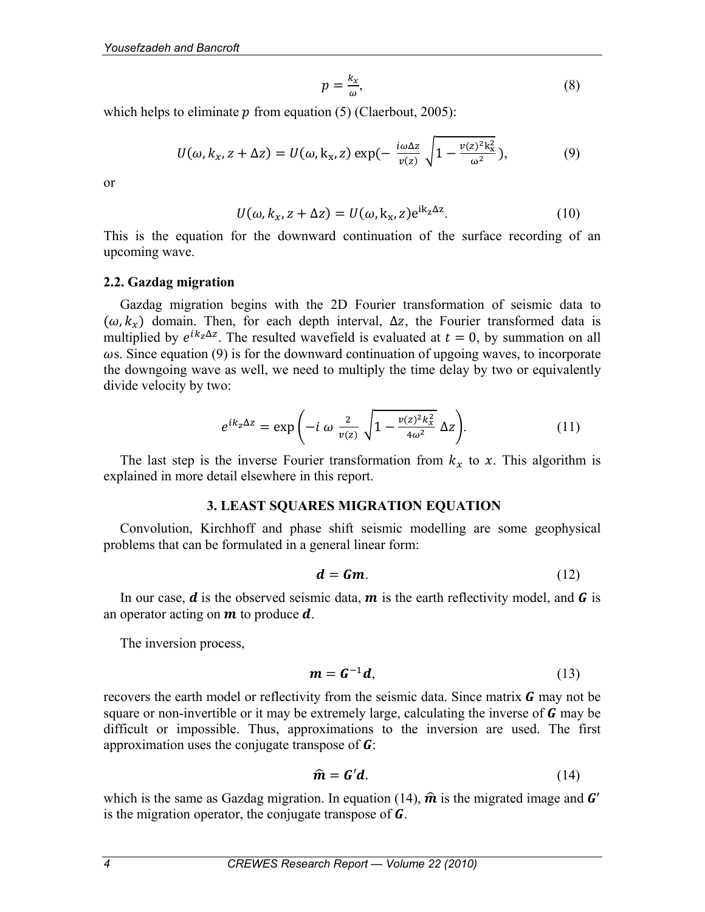$$p = \frac{k_x}{\omega}, \tag{8}$$

which helps to eliminate $p$ from equation (5) (Claerbout, 2005):

$$U(\omega, k_x, z + \Delta z) = U(\omega, \mathrm{k_x}, z) \exp(- \frac{i\omega\Delta z}{v(z)} \sqrt{1 - \frac{v(z)^2 \mathrm{k_x^2}}{\omega^2}}), \tag{9}$$

or

$$U(\omega, k_x, z + \Delta z) = U(\omega, \mathrm{k_x}, z) \mathrm{e}^{\mathrm{ik_z}\Delta \mathrm{z}}. \tag{10}$$

This is the equation for the downward continuation of the surface recording of an upcoming wave.

### 2.2. Gazdag migration

Gazdag migration begins with the 2D Fourier transformation of seismic data to $(\omega, k_x)$ domain. Then, for each depth interval, $\Delta z$, the Fourier transformed data is multiplied by $e^{ik_z\Delta z}$. The resulted wavefield is evaluated at $t = 0$, by summation on all $\omega$s. Since equation (9) is for the downward continuation of upgoing waves, to incorporate the downgoing wave as well, we need to multiply the time delay by two or equivalently divide velocity by two:

$$e^{ik_z\Delta z} = \exp\left(-i\ \omega\ \frac{2}{v(z)} \sqrt{1 - \frac{v(z)^2 k_x^2}{4\omega^2}}\ \Delta z\right). \tag{11}$$

The last step is the inverse Fourier transformation from $k_x$ to $x$. This algorithm is explained in more detail elsewhere in this report.

## 3. LEAST SQUARES MIGRATION EQUATION

Convolution, Kirchhoff and phase shift seismic modelling are some geophysical problems that can be formulated in a general linear form:

$$\boldsymbol{d} = \boldsymbol{G}\boldsymbol{m}. \tag{12}$$

In our case, $\boldsymbol{d}$ is the observed seismic data, $\boldsymbol{m}$ is the earth reflectivity model, and $\boldsymbol{G}$ is an operator acting on $\boldsymbol{m}$ to produce $\boldsymbol{d}$.

The inversion process,

$$\boldsymbol{m} = \boldsymbol{G}^{-1}\boldsymbol{d}, \tag{13}$$

recovers the earth model or reflectivity from the seismic data. Since matrix $\boldsymbol{G}$ may not be square or non-invertible or it may be extremely large, calculating the inverse of $\boldsymbol{G}$ may be difficult or impossible. Thus, approximations to the inversion are used. The first approximation uses the conjugate transpose of $\boldsymbol{G}$:

$$\widehat{\boldsymbol{m}} = \boldsymbol{G}'\boldsymbol{d}. \tag{14}$$

which is the same as Gazdag migration. In equation (14), $\widehat{\boldsymbol{m}}$ is the migrated image and $\boldsymbol{G}'$ is the migration operator, the conjugate transpose of $\boldsymbol{G}$.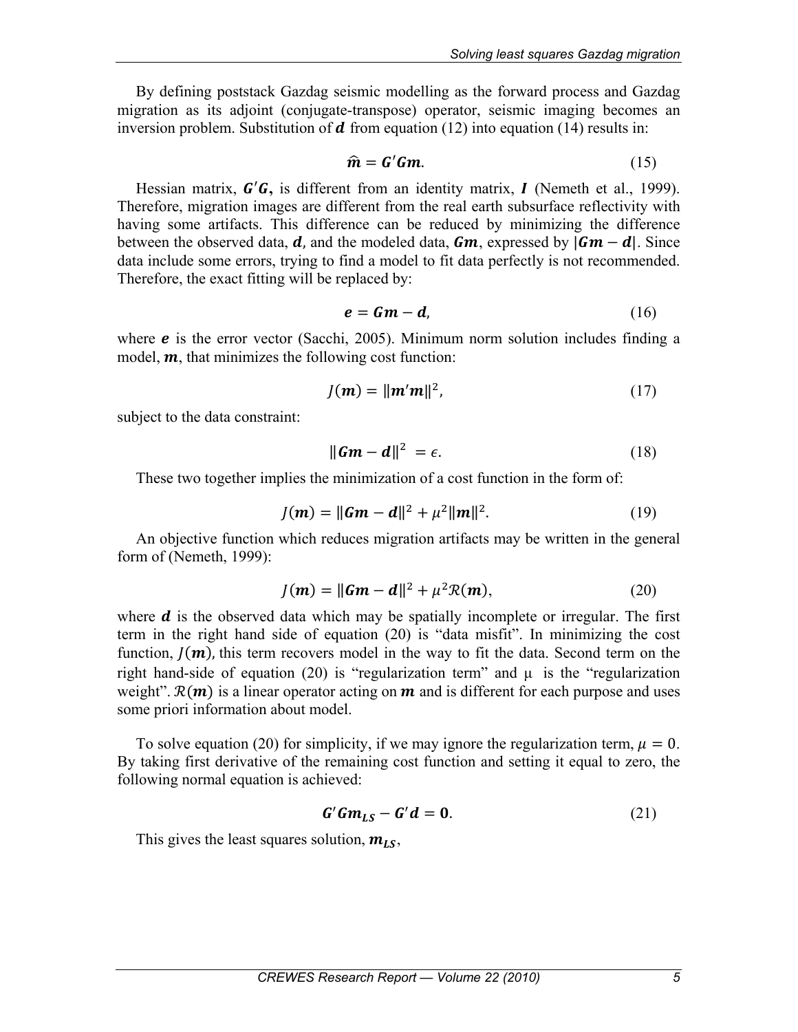By defining poststack Gazdag seismic modelling as the forward process and Gazdag migration as its adjoint (conjugate-transpose) operator, seismic imaging becomes an inversion problem. Substitution of $\boldsymbol{d}$ from equation (12) into equation (14) results in:

$$\widehat{\boldsymbol{m}} = \boldsymbol{G}'\boldsymbol{G}\boldsymbol{m}. \tag{15}$$

Hessian matrix, $\boldsymbol{G}'\boldsymbol{G}$, is different from an identity matrix, $\boldsymbol{I}$ (Nemeth et al., 1999). Therefore, migration images are different from the real earth subsurface reflectivity with having some artifacts. This difference can be reduced by minimizing the difference between the observed data, $\boldsymbol{d}$, and the modeled data, $\boldsymbol{Gm}$, expressed by $|\boldsymbol{Gm} - \boldsymbol{d}|$. Since data include some errors, trying to find a model to fit data perfectly is not recommended. Therefore, the exact fitting will be replaced by:

$$\boldsymbol{e} = \boldsymbol{Gm} - \boldsymbol{d}, \tag{16}$$

where $\boldsymbol{e}$ is the error vector (Sacchi, 2005). Minimum norm solution includes finding a model, $\boldsymbol{m}$, that minimizes the following cost function:

$$J(\boldsymbol{m}) = \|\boldsymbol{m}'\boldsymbol{m}\|^2, \tag{17}$$

subject to the data constraint:

$$\|\boldsymbol{Gm} - \boldsymbol{d}\|^2 = \epsilon. \tag{18}$$

These two together implies the minimization of a cost function in the form of:

$$J(\boldsymbol{m}) = \|\boldsymbol{Gm} - \boldsymbol{d}\|^2 + \mu^2\|\boldsymbol{m}\|^2. \tag{19}$$

An objective function which reduces migration artifacts may be written in the general form of (Nemeth, 1999):

$$J(\boldsymbol{m}) = \|\boldsymbol{Gm} - \boldsymbol{d}\|^2 + \mu^2\mathcal{R}(\boldsymbol{m}), \tag{20}$$

where $\boldsymbol{d}$ is the observed data which may be spatially incomplete or irregular. The first term in the right hand side of equation (20) is "data misfit". In minimizing the cost function, $J(\boldsymbol{m})$, this term recovers model in the way to fit the data. Second term on the right hand-side of equation (20) is "regularization term" and $\mu$ is the "regularization weight". $\mathcal{R}(\boldsymbol{m})$ is a linear operator acting on $\boldsymbol{m}$ and is different for each purpose and uses some priori information about model.

To solve equation (20) for simplicity, if we may ignore the regularization term, $\mu = 0$. By taking first derivative of the remaining cost function and setting it equal to zero, the following normal equation is achieved:

$$\boldsymbol{G}'\boldsymbol{G}\boldsymbol{m}_{\boldsymbol{LS}} - \boldsymbol{G}'\boldsymbol{d} = \boldsymbol{0}. \tag{21}$$

This gives the least squares solution, $\boldsymbol{m}_{\boldsymbol{LS}}$,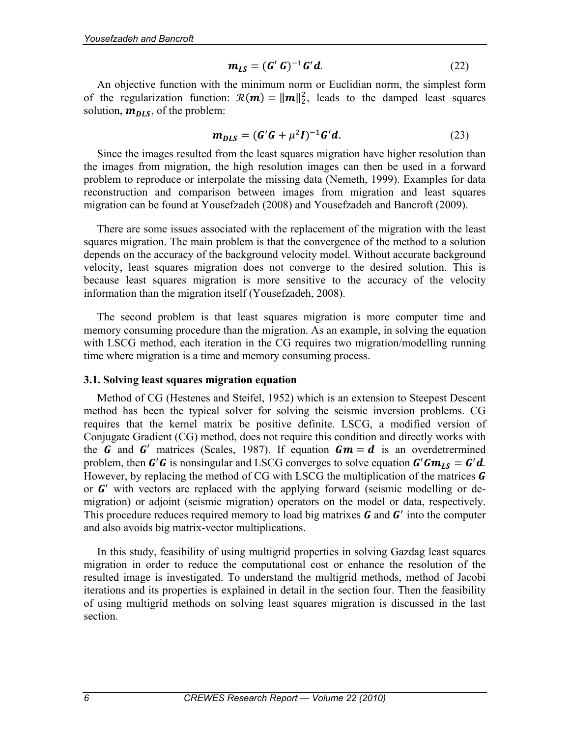$$\boldsymbol{m_{LS}} = (\boldsymbol{G}'\,\boldsymbol{G})^{-1}\boldsymbol{G}'\boldsymbol{d}. \tag{22}$$

An objective function with the minimum norm or Euclidian norm, the simplest form of the regularization function: $\mathcal{R}(\boldsymbol{m}) = \|\boldsymbol{m}\|_2^2$, leads to the damped least squares solution, $\boldsymbol{m_{DLS}}$, of the problem:

$$\boldsymbol{m_{DLS}} = (\boldsymbol{G}'\boldsymbol{G} + \mu^2\boldsymbol{I})^{-1}\boldsymbol{G}'\boldsymbol{d}. \tag{23}$$

Since the images resulted from the least squares migration have higher resolution than the images from migration, the high resolution images can then be used in a forward problem to reproduce or interpolate the missing data (Nemeth, 1999). Examples for data reconstruction and comparison between images from migration and least squares migration can be found at Yousefzadeh (2008) and Yousefzadeh and Bancroft (2009).

There are some issues associated with the replacement of the migration with the least squares migration. The main problem is that the convergence of the method to a solution depends on the accuracy of the background velocity model. Without accurate background velocity, least squares migration does not converge to the desired solution. This is because least squares migration is more sensitive to the accuracy of the velocity information than the migration itself (Yousefzadeh, 2008).

The second problem is that least squares migration is more computer time and memory consuming procedure than the migration. As an example, in solving the equation with LSCG method, each iteration in the CG requires two migration/modelling running time where migration is a time and memory consuming process.

### 3.1. Solving least squares migration equation

Method of CG (Hestenes and Steifel, 1952) which is an extension to Steepest Descent method has been the typical solver for solving the seismic inversion problems. CG requires that the kernel matrix be positive definite. LSCG, a modified version of Conjugate Gradient (CG) method, does not require this condition and directly works with the $\boldsymbol{G}$ and $\boldsymbol{G}'$ matrices (Scales, 1987). If equation $\boldsymbol{Gm} = \boldsymbol{d}$ is an overdetrermined problem, then $\boldsymbol{G}'\boldsymbol{G}$ is nonsingular and LSCG converges to solve equation $\boldsymbol{G}'\boldsymbol{G}\boldsymbol{m_{LS}} = \boldsymbol{G}'\boldsymbol{d}$. However, by replacing the method of CG with LSCG the multiplication of the matrices $\boldsymbol{G}$ or $\boldsymbol{G}'$ with vectors are replaced with the applying forward (seismic modelling or de-migration) or adjoint (seismic migration) operators on the model or data, respectively. This procedure reduces required memory to load big matrixes $\boldsymbol{G}$ and $\boldsymbol{G}'$ into the computer and also avoids big matrix-vector multiplications.

In this study, feasibility of using multigrid properties in solving Gazdag least squares migration in order to reduce the computational cost or enhance the resolution of the resulted image is investigated. To understand the multigrid methods, method of Jacobi iterations and its properties is explained in detail in the section four. Then the feasibility of using multigrid methods on solving least squares migration is discussed in the last section.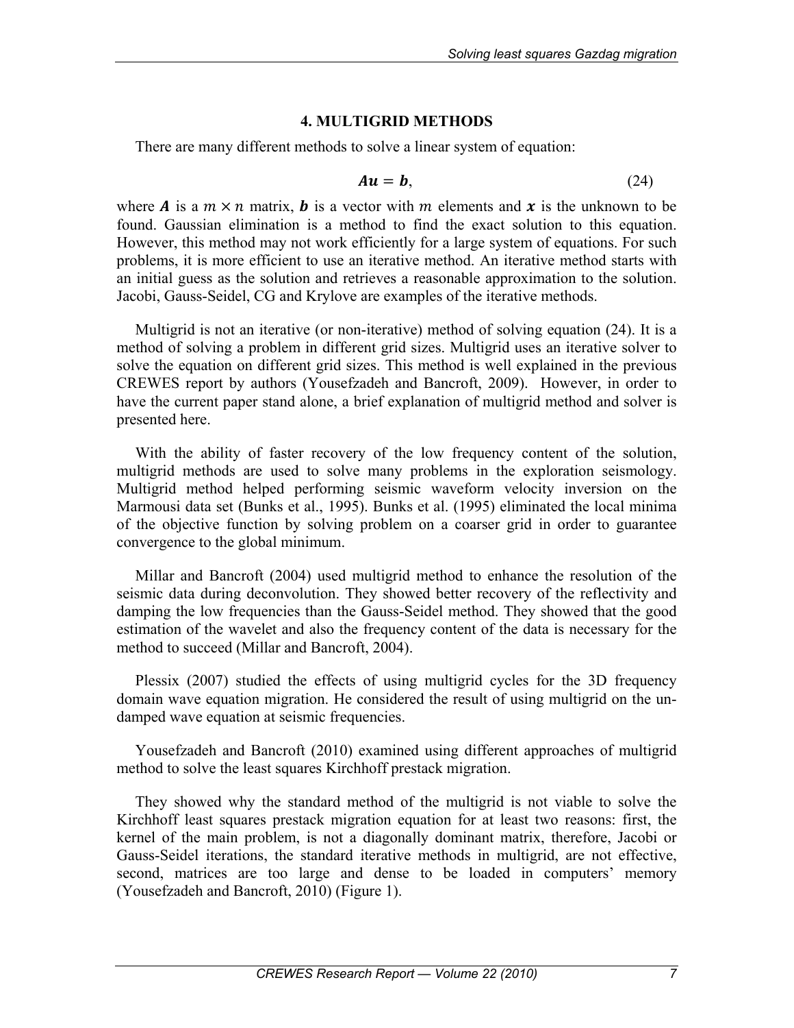## 4. MULTIGRID METHODS

There are many different methods to solve a linear system of equation:

$$\boldsymbol{Au} = \boldsymbol{b}, \tag{24}$$

where $\boldsymbol{A}$ is a $m \times n$ matrix, $\boldsymbol{b}$ is a vector with $m$ elements and $\boldsymbol{x}$ is the unknown to be found. Gaussian elimination is a method to find the exact solution to this equation. However, this method may not work efficiently for a large system of equations. For such problems, it is more efficient to use an iterative method. An iterative method starts with an initial guess as the solution and retrieves a reasonable approximation to the solution. Jacobi, Gauss-Seidel, CG and Krylove are examples of the iterative methods.

Multigrid is not an iterative (or non-iterative) method of solving equation (24). It is a method of solving a problem in different grid sizes. Multigrid uses an iterative solver to solve the equation on different grid sizes. This method is well explained in the previous CREWES report by authors (Yousefzadeh and Bancroft, 2009). However, in order to have the current paper stand alone, a brief explanation of multigrid method and solver is presented here.

With the ability of faster recovery of the low frequency content of the solution, multigrid methods are used to solve many problems in the exploration seismology. Multigrid method helped performing seismic waveform velocity inversion on the Marmousi data set (Bunks et al., 1995). Bunks et al. (1995) eliminated the local minima of the objective function by solving problem on a coarser grid in order to guarantee convergence to the global minimum.

Millar and Bancroft (2004) used multigrid method to enhance the resolution of the seismic data during deconvolution. They showed better recovery of the reflectivity and damping the low frequencies than the Gauss-Seidel method. They showed that the good estimation of the wavelet and also the frequency content of the data is necessary for the method to succeed (Millar and Bancroft, 2004).

Plessix (2007) studied the effects of using multigrid cycles for the 3D frequency domain wave equation migration. He considered the result of using multigrid on the un-damped wave equation at seismic frequencies.

Yousefzadeh and Bancroft (2010) examined using different approaches of multigrid method to solve the least squares Kirchhoff prestack migration.

They showed why the standard method of the multigrid is not viable to solve the Kirchhoff least squares prestack migration equation for at least two reasons: first, the kernel of the main problem, is not a diagonally dominant matrix, therefore, Jacobi or Gauss-Seidel iterations, the standard iterative methods in multigrid, are not effective, second, matrices are too large and dense to be loaded in computers' memory (Yousefzadeh and Bancroft, 2010) (Figure 1).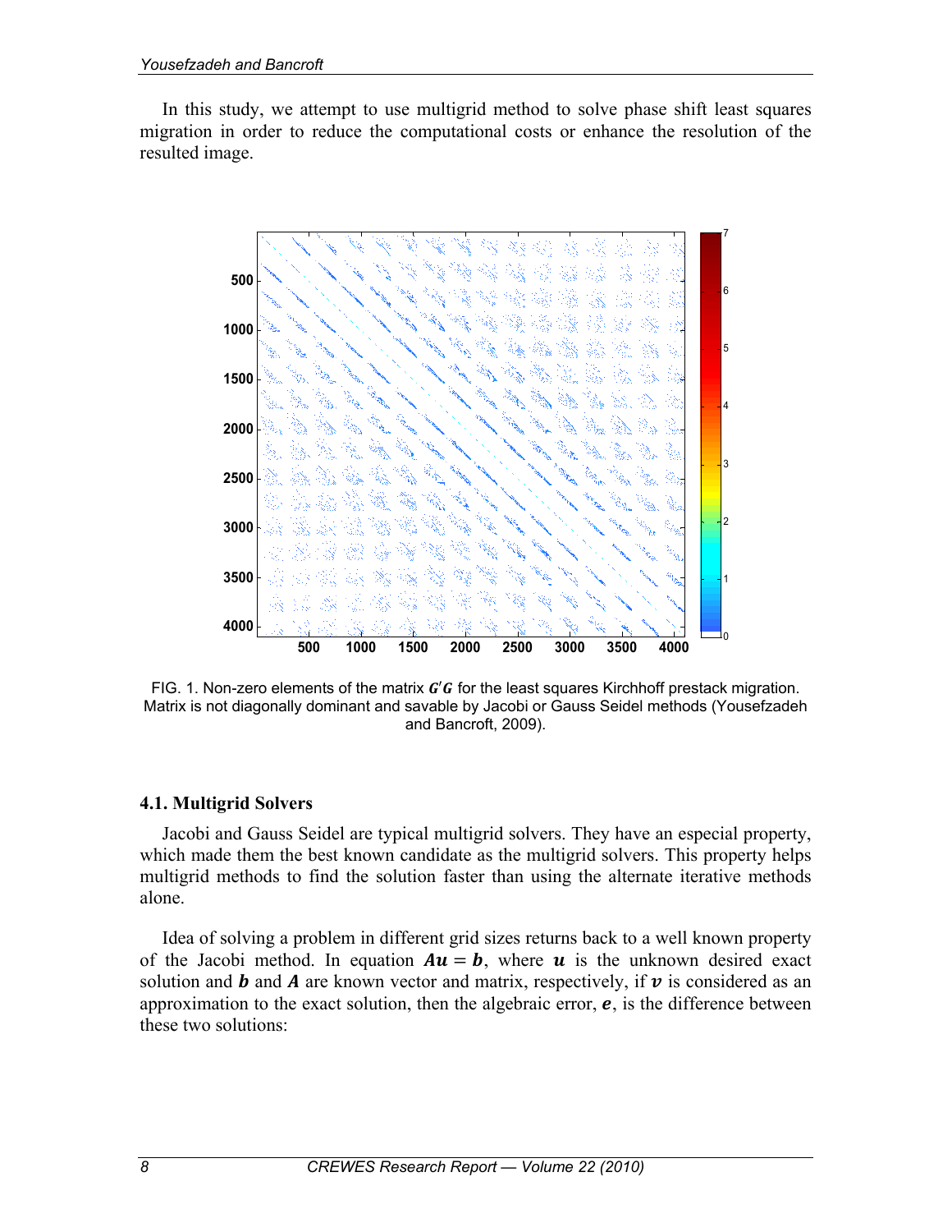In this study, we attempt to use multigrid method to solve phase shift least squares migration in order to reduce the computational costs or enhance the resolution of the resulted image.

FIG. 1. Non-zero elements of the matrix $\boldsymbol{G'G}$ for the least squares Kirchhoff prestack migration. Matrix is not diagonally dominant and savable by Jacobi or Gauss Seidel methods (Yousefzadeh and Bancroft, 2009).

### 4.1. Multigrid Solvers

Jacobi and Gauss Seidel are typical multigrid solvers. They have an especial property, which made them the best known candidate as the multigrid solvers. This property helps multigrid methods to find the solution faster than using the alternate iterative methods alone.

Idea of solving a problem in different grid sizes returns back to a well known property of the Jacobi method. In equation $\boldsymbol{Au} = \boldsymbol{b}$, where $\boldsymbol{u}$ is the unknown desired exact solution and $\boldsymbol{b}$ and $\boldsymbol{A}$ are known vector and matrix, respectively, if $\boldsymbol{v}$ is considered as an approximation to the exact solution, then the algebraic error, $\boldsymbol{e}$, is the difference between these two solutions: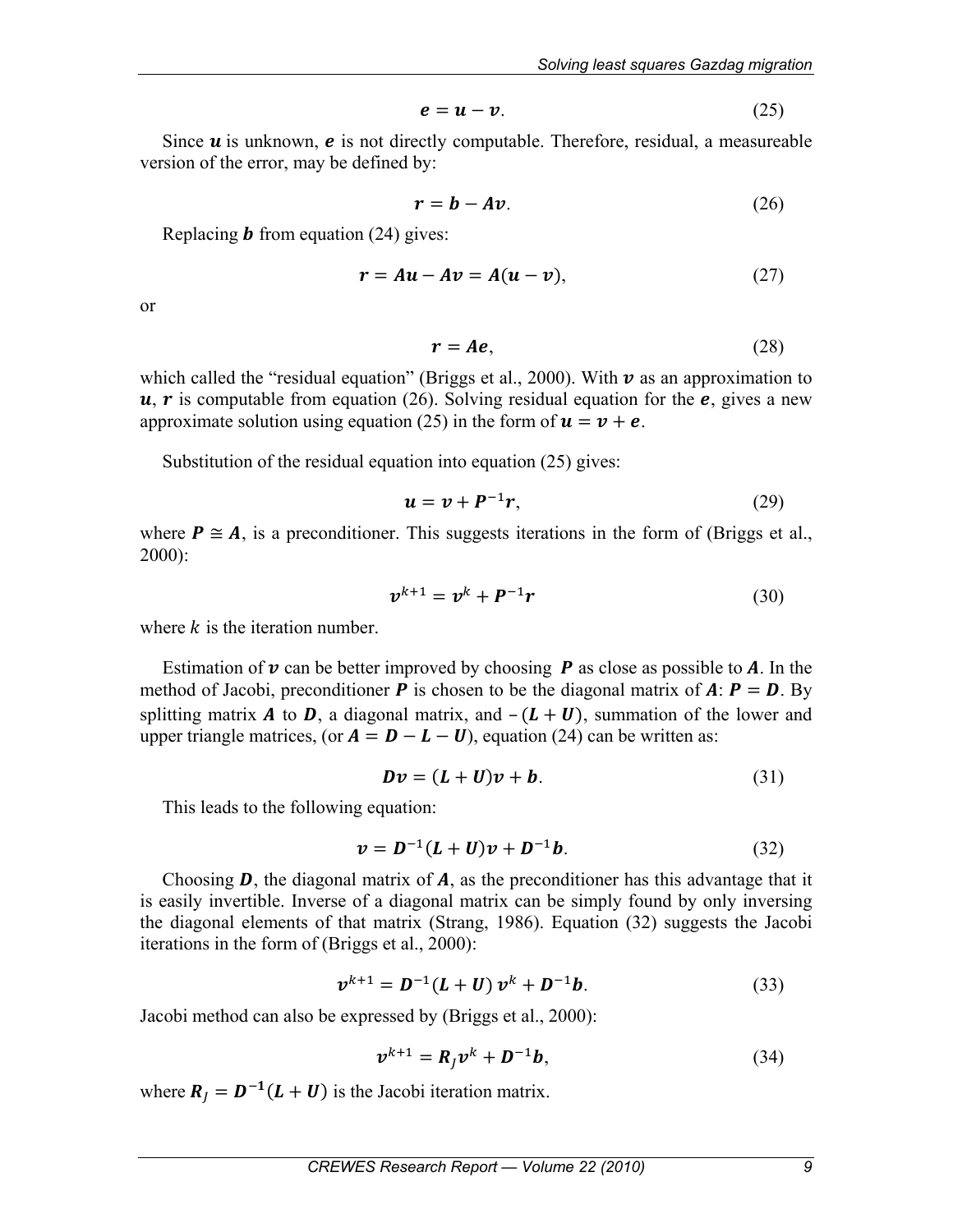$$\boldsymbol{e} = \boldsymbol{u} - \boldsymbol{v}. \tag{25}$$

Since $\boldsymbol{u}$ is unknown, $\boldsymbol{e}$ is not directly computable. Therefore, residual, a measureable version of the error, may be defined by:

$$\boldsymbol{r} = \boldsymbol{b} - \boldsymbol{A}\boldsymbol{v}. \tag{26}$$

Replacing $\boldsymbol{b}$ from equation (24) gives:

$$\boldsymbol{r} = \boldsymbol{A}\boldsymbol{u} - \boldsymbol{A}\boldsymbol{v} = \boldsymbol{A}(\boldsymbol{u} - \boldsymbol{v}), \tag{27}$$

or

$$\boldsymbol{r} = \boldsymbol{A}\boldsymbol{e}, \tag{28}$$

which called the "residual equation" (Briggs et al., 2000). With $\boldsymbol{v}$ as an approximation to $\boldsymbol{u}$, $\boldsymbol{r}$ is computable from equation (26). Solving residual equation for the $\boldsymbol{e}$, gives a new approximate solution using equation (25) in the form of $\boldsymbol{u} = \boldsymbol{v} + \boldsymbol{e}$.

Substitution of the residual equation into equation (25) gives:

$$\boldsymbol{u} = \boldsymbol{v} + \boldsymbol{P}^{-1}\boldsymbol{r}, \tag{29}$$

where $\boldsymbol{P} \cong \boldsymbol{A}$, is a preconditioner. This suggests iterations in the form of (Briggs et al., 2000):

$$\boldsymbol{v}^{k+1} = \boldsymbol{v}^{k} + \boldsymbol{P}^{-1}\boldsymbol{r} \tag{30}$$

where $k$ is the iteration number.

Estimation of $\boldsymbol{v}$ can be better improved by choosing $\boldsymbol{P}$ as close as possible to $\boldsymbol{A}$. In the method of Jacobi, preconditioner $\boldsymbol{P}$ is chosen to be the diagonal matrix of $\boldsymbol{A}$: $\boldsymbol{P} = \boldsymbol{D}$. By splitting matrix $\boldsymbol{A}$ to $\boldsymbol{D}$, a diagonal matrix, and $-(\boldsymbol{L} + \boldsymbol{U})$, summation of the lower and upper triangle matrices, (or $\boldsymbol{A} = \boldsymbol{D} - \boldsymbol{L} - \boldsymbol{U}$), equation (24) can be written as:

$$\boldsymbol{D}\boldsymbol{v} = (\boldsymbol{L} + \boldsymbol{U})\boldsymbol{v} + \boldsymbol{b}. \tag{31}$$

This leads to the following equation:

$$\boldsymbol{v} = \boldsymbol{D}^{-1}(\boldsymbol{L} + \boldsymbol{U})\boldsymbol{v} + \boldsymbol{D}^{-1}\boldsymbol{b}. \tag{32}$$

Choosing $\boldsymbol{D}$, the diagonal matrix of $\boldsymbol{A}$, as the preconditioner has this advantage that it is easily invertible. Inverse of a diagonal matrix can be simply found by only inversing the diagonal elements of that matrix (Strang, 1986). Equation (32) suggests the Jacobi iterations in the form of (Briggs et al., 2000):

$$\boldsymbol{v}^{k+1} = \boldsymbol{D}^{-1}(\boldsymbol{L} + \boldsymbol{U})\,\boldsymbol{v}^{k} + \boldsymbol{D}^{-1}\boldsymbol{b}. \tag{33}$$

Jacobi method can also be expressed by (Briggs et al., 2000):

$$\boldsymbol{v}^{k+1} = \boldsymbol{R}_{J}\boldsymbol{v}^{k} + \boldsymbol{D}^{-1}\boldsymbol{b}, \tag{34}$$

where $\boldsymbol{R}_{J} = \boldsymbol{D}^{-1}(\boldsymbol{L} + \boldsymbol{U})$ is the Jacobi iteration matrix.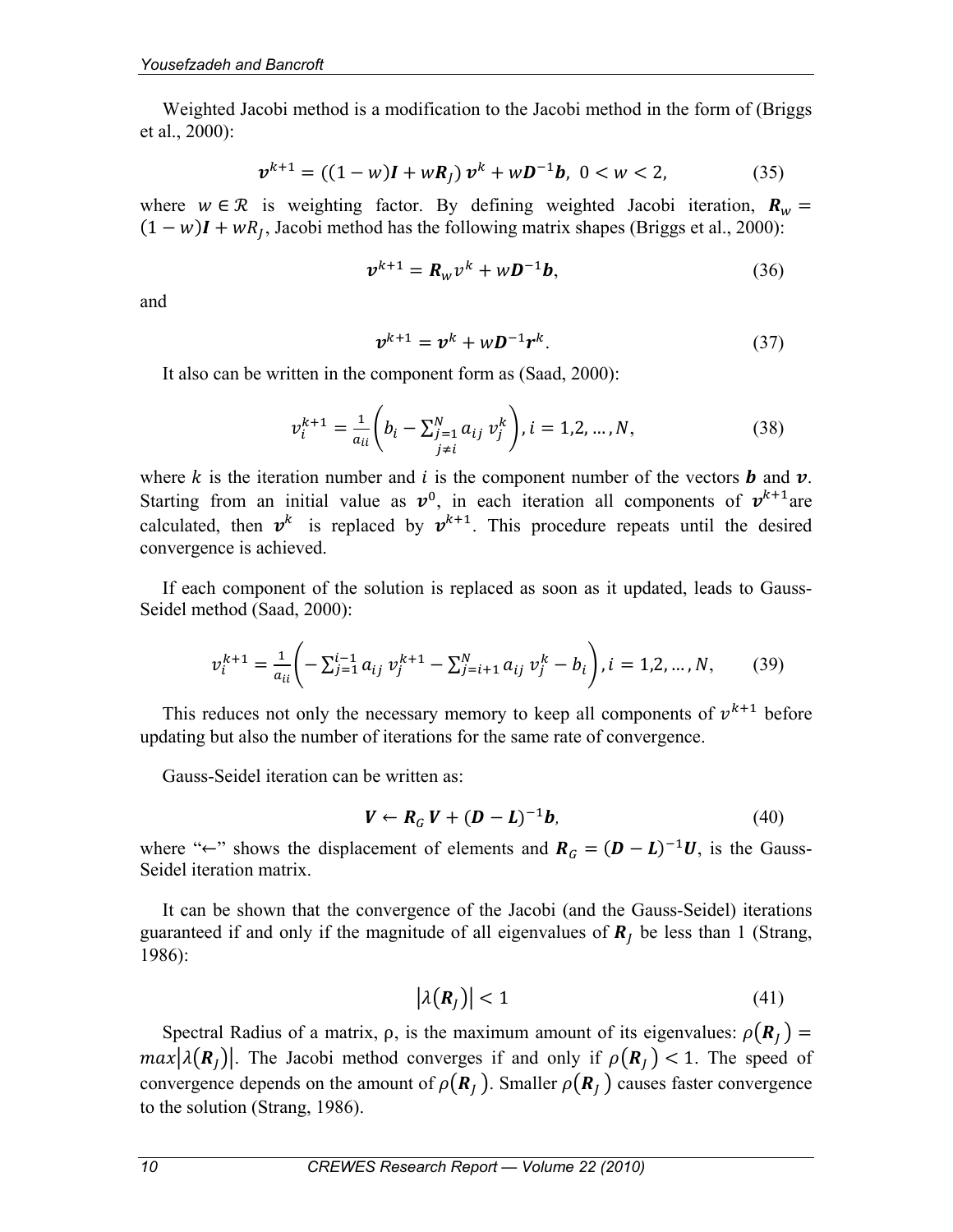Weighted Jacobi method is a modification to the Jacobi method in the form of (Briggs et al., 2000):

$$\boldsymbol{v}^{k+1} = ((1-w)\boldsymbol{I} + w\boldsymbol{R}_J)\, \boldsymbol{v}^k + w\boldsymbol{D}^{-1}\boldsymbol{b},\ 0 < w < 2, \tag{35}$$

where $w \in \mathcal{R}$ is weighting factor. By defining weighted Jacobi iteration, $\boldsymbol{R}_w = (1-w)\boldsymbol{I} + wR_J$, Jacobi method has the following matrix shapes (Briggs et al., 2000):

$$\boldsymbol{v}^{k+1} = \boldsymbol{R}_w v^k + w\boldsymbol{D}^{-1}\boldsymbol{b}, \tag{36}$$

and

$$\boldsymbol{v}^{k+1} = \boldsymbol{v}^k + w\boldsymbol{D}^{-1}\boldsymbol{r}^k. \tag{37}$$

It also can be written in the component form as (Saad, 2000):

$$v_i^{k+1} = \frac{1}{a_{ii}}\left(b_i - \sum_{\substack{j=1 \\ j\neq i}}^{N} a_{ij}\, v_j^k\right), i = 1,2, \dots, N, \tag{38}$$

where $k$ is the iteration number and $i$ is the component number of the vectors $\boldsymbol{b}$ and $\boldsymbol{v}$. Starting from an initial value as $\boldsymbol{v}^0$, in each iteration all components of $\boldsymbol{v}^{k+1}$are calculated, then $\boldsymbol{v}^k$ is replaced by $\boldsymbol{v}^{k+1}$. This procedure repeats until the desired convergence is achieved.

If each component of the solution is replaced as soon as it updated, leads to Gauss-Seidel method (Saad, 2000):

$$v_i^{k+1} = \frac{1}{a_{ii}}\left(-\sum_{j=1}^{i-1} a_{ij}\, v_j^{k+1} - \sum_{j=i+1}^{N} a_{ij}\, v_j^k - b_i\right), i = 1,2, \dots, N, \tag{39}$$

This reduces not only the necessary memory to keep all components of $v^{k+1}$ before updating but also the number of iterations for the same rate of convergence.

Gauss-Seidel iteration can be written as:

$$\boldsymbol{V} \leftarrow \boldsymbol{R}_G\, \boldsymbol{V} + (\boldsymbol{D} - \boldsymbol{L})^{-1}\boldsymbol{b}, \tag{40}$$

where "←" shows the displacement of elements and $\boldsymbol{R}_G = (\boldsymbol{D} - \boldsymbol{L})^{-1}\boldsymbol{U}$, is the Gauss-Seidel iteration matrix.

It can be shown that the convergence of the Jacobi (and the Gauss-Seidel) iterations guaranteed if and only if the magnitude of all eigenvalues of $\boldsymbol{R}_J$ be less than 1 (Strang, 1986):

$$|\lambda(\boldsymbol{R}_J)| < 1 \tag{41}$$

Spectral Radius of a matrix, ρ, is the maximum amount of its eigenvalues: $\rho(\boldsymbol{R}_J) = max|\lambda(\boldsymbol{R}_J)|$. The Jacobi method converges if and only if $\rho(\boldsymbol{R}_J) < 1$. The speed of convergence depends on the amount of $\rho(\boldsymbol{R}_J)$. Smaller $\rho(\boldsymbol{R}_J)$ causes faster convergence to the solution (Strang, 1986).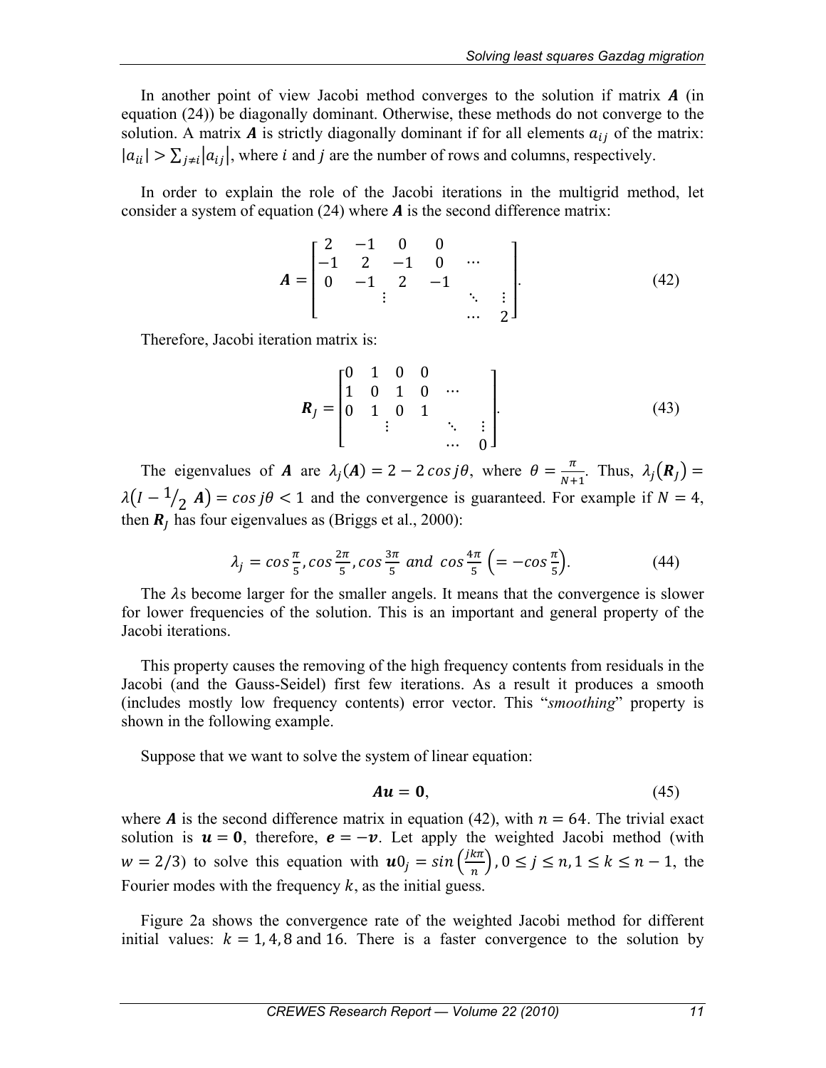In another point of view Jacobi method converges to the solution if matrix $\boldsymbol{A}$ (in equation (24)) be diagonally dominant. Otherwise, these methods do not converge to the solution. A matrix $\boldsymbol{A}$ is strictly diagonally dominant if for all elements $a_{ij}$ of the matrix: $|a_{ii}| > \sum_{j\neq i}|a_{ij}|$, where $i$ and $j$ are the number of rows and columns, respectively.

In order to explain the role of the Jacobi iterations in the multigrid method, let consider a system of equation (24) where $\boldsymbol{A}$ is the second difference matrix:

$$\boldsymbol{A} = \begin{bmatrix} 2 & -1 & 0 & 0 & & \\ -1 & 2 & -1 & 0 & \cdots & \\ 0 & -1 & 2 & -1 & & \\ & & \vdots & & \ddots & \vdots \\ & & & & \cdots & 2 \end{bmatrix}. \tag{42}$$

Therefore, Jacobi iteration matrix is:

$$\boldsymbol{R}_J = \begin{bmatrix} 0 & 1 & 0 & 0 & & \\ 1 & 0 & 1 & 0 & \cdots & \\ 0 & 1 & 0 & 1 & & \\ & & \vdots & & \ddots & \vdots \\ & & & & \cdots & 0 \end{bmatrix}. \tag{43}$$

The eigenvalues of $\boldsymbol{A}$ are $\lambda_j(\boldsymbol{A}) = 2 - 2\cos j\theta$, where $\theta = \frac{\pi}{N+1}$. Thus, $\lambda_j(\boldsymbol{R}_J) = \lambda\left(I - {}^{1}\!/_{2}\ \boldsymbol{A}\right) = \cos j\theta < 1$ and the convergence is guaranteed. For example if $N = 4$, then $\boldsymbol{R}_J$ has four eigenvalues as (Briggs et al., 2000):

$$\lambda_j = \cos\frac{\pi}{5}, \cos\frac{2\pi}{5}, \cos\frac{3\pi}{5} \text{ and } \cos\frac{4\pi}{5}\left(= -\cos\frac{\pi}{5}\right). \tag{44}$$

The $\lambda$s become larger for the smaller angels. It means that the convergence is slower for lower frequencies of the solution. This is an important and general property of the Jacobi iterations.

This property causes the removing of the high frequency contents from residuals in the Jacobi (and the Gauss-Seidel) first few iterations. As a result it produces a smooth (includes mostly low frequency contents) error vector. This "*smoothing*" property is shown in the following example.

Suppose that we want to solve the system of linear equation:

$$\boldsymbol{Au} = \boldsymbol{0}, \tag{45}$$

where $\boldsymbol{A}$ is the second difference matrix in equation (42), with $n = 64$. The trivial exact solution is $\boldsymbol{u} = \boldsymbol{0}$, therefore, $\boldsymbol{e} = -\boldsymbol{v}$. Let apply the weighted Jacobi method (with $w = 2/3$) to solve this equation with $\boldsymbol{u}0_j = \sin\left(\frac{jk\pi}{n}\right), 0 \leq j \leq n, 1 \leq k \leq n-1$, the Fourier modes with the frequency $k$, as the initial guess.

Figure 2a shows the convergence rate of the weighted Jacobi method for different initial values: $k = 1, 4, 8$ and $16$. There is a faster convergence to the solution by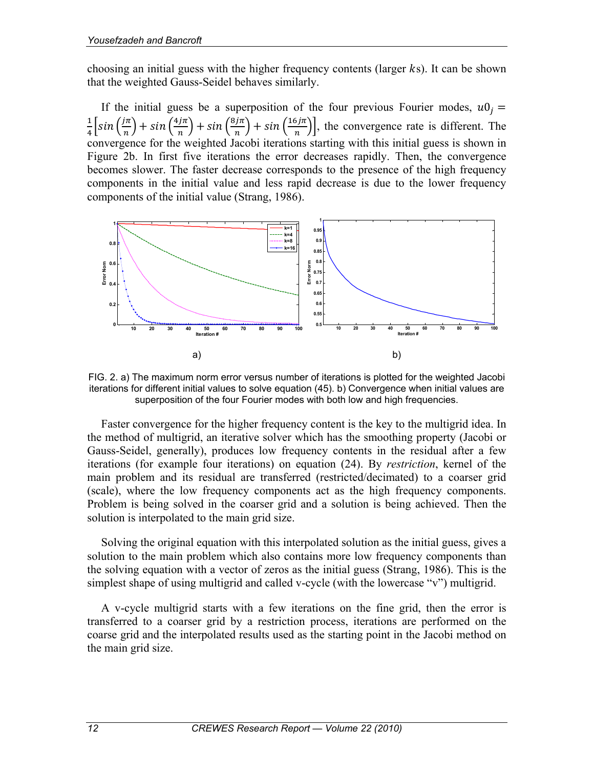choosing an initial guess with the higher frequency contents (larger $k$s). It can be shown that the weighted Gauss-Seidel behaves similarly.

If the initial guess be a superposition of the four previous Fourier modes, $u0_j = \frac{1}{4}\left[sin\left(\frac{j\pi}{n}\right) + sin\left(\frac{4j\pi}{n}\right) + sin\left(\frac{8j\pi}{n}\right) + sin\left(\frac{16j\pi}{n}\right)\right]$, the convergence rate is different. The convergence for the weighted Jacobi iterations starting with this initial guess is shown in Figure 2b. In first five iterations the error decreases rapidly. Then, the convergence becomes slower. The faster decrease corresponds to the presence of the high frequency components in the initial value and less rapid decrease is due to the lower frequency components of the initial value (Strang, 1986).

FIG. 2. a) The maximum norm error versus number of iterations is plotted for the weighted Jacobi iterations for different initial values to solve equation (45). b) Convergence when initial values are superposition of the four Fourier modes with both low and high frequencies.

Faster convergence for the higher frequency content is the key to the multigrid idea. In the method of multigrid, an iterative solver which has the smoothing property (Jacobi or Gauss-Seidel, generally), produces low frequency contents in the residual after a few iterations (for example four iterations) on equation (24). By *restriction*, kernel of the main problem and its residual are transferred (restricted/decimated) to a coarser grid (scale), where the low frequency components act as the high frequency components. Problem is being solved in the coarser grid and a solution is being achieved. Then the solution is interpolated to the main grid size.

Solving the original equation with this interpolated solution as the initial guess, gives a solution to the main problem which also contains more low frequency components than the solving equation with a vector of zeros as the initial guess (Strang, 1986). This is the simplest shape of using multigrid and called v-cycle (with the lowercase "v") multigrid.

A v-cycle multigrid starts with a few iterations on the fine grid, then the error is transferred to a coarser grid by a restriction process, iterations are performed on the coarse grid and the interpolated results used as the starting point in the Jacobi method on the main grid size.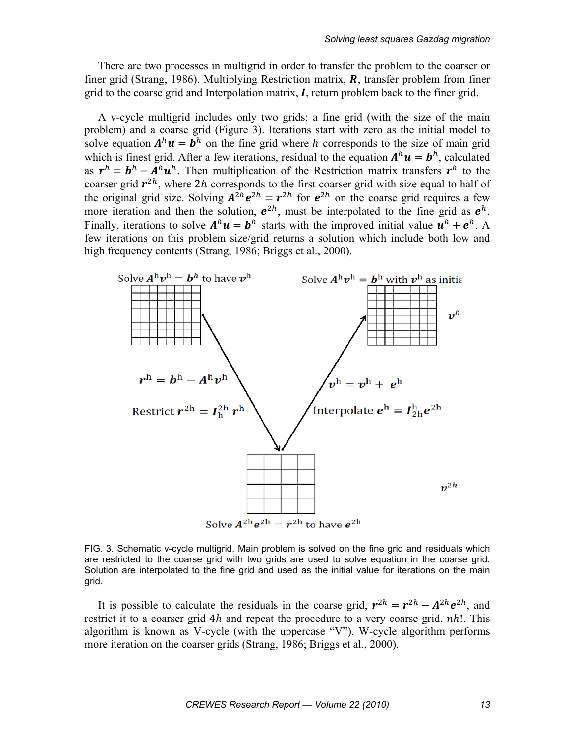There are two processes in multigrid in order to transfer the problem to the coarser or finer grid (Strang, 1986). Multiplying Restriction matrix, $\boldsymbol{R}$, transfer problem from finer grid to the coarse grid and Interpolation matrix, $\boldsymbol{I}$, return problem back to the finer grid.

A v-cycle multigrid includes only two grids: a fine grid (with the size of the main problem) and a coarse grid (Figure 3). Iterations start with zero as the initial model to solve equation $\boldsymbol{A}^h\boldsymbol{u} = \boldsymbol{b}^h$ on the fine grid where $h$ corresponds to the size of main grid which is finest grid. After a few iterations, residual to the equation $\boldsymbol{A}^h\boldsymbol{u} = \boldsymbol{b}^h$, calculated as $\boldsymbol{r}^h = \boldsymbol{b}^h - \boldsymbol{A}^h\boldsymbol{u}^h$. Then multiplication of the Restriction matrix transfers $\boldsymbol{r}^h$ to the coarser grid $\boldsymbol{r}^{2h}$, where $2h$ corresponds to the first coarser grid with size equal to half of the original grid size. Solving $\boldsymbol{A}^{2h}\boldsymbol{e}^{2h} = \boldsymbol{r}^{2h}$ for $\boldsymbol{e}^{2h}$ on the coarse grid requires a few more iteration and then the solution, $\boldsymbol{e}^{2h}$, must be interpolated to the fine grid as $\boldsymbol{e}^h$. Finally, iterations to solve $\boldsymbol{A}^h\boldsymbol{u} = \boldsymbol{b}^h$ starts with the improved initial value $\boldsymbol{u}^h + \boldsymbol{e}^h$. A few iterations on this problem size/grid returns a solution which include both low and high frequency contents (Strang, 1986; Briggs et al., 2000).

Solve $\boldsymbol{A}^h\boldsymbol{v}^h = \boldsymbol{b}^h$ to have $\boldsymbol{v}^h$

Solve $\boldsymbol{A}^h\boldsymbol{v}^h = \boldsymbol{b}^h$ with $\boldsymbol{v}^h$ as initia

$\boldsymbol{v}^h$

$\boldsymbol{r}^h = \boldsymbol{b}^h - \boldsymbol{A}^h\boldsymbol{v}^h$

Restrict $\boldsymbol{r}^{2h} = \boldsymbol{I}_h^{2h}\,\boldsymbol{r}^h$

$\boldsymbol{v}^h = \boldsymbol{v}^h + \boldsymbol{e}^h$

Interpolate $\boldsymbol{e}^h = \boldsymbol{I}_{2h}^h\boldsymbol{e}^{2h}$

$\boldsymbol{v}^{2h}$

Solve $\boldsymbol{A}^{2h}\boldsymbol{e}^{2h} = \boldsymbol{r}^{2h}$ to have $\boldsymbol{e}^{2h}$

FIG. 3. Schematic v-cycle multigrid. Main problem is solved on the fine grid and residuals which are restricted to the coarse grid with two grids are used to solve equation in the coarse grid. Solution are interpolated to the fine grid and used as the initial value for iterations on the main grid.

It is possible to calculate the residuals in the coarse grid, $\boldsymbol{r}^{2h} = \boldsymbol{r}^{2h} - \boldsymbol{A}^{2h}\boldsymbol{e}^{2h}$, and restrict it to a coarser grid $4h$ and repeat the procedure to a very coarse grid, $nh$!. This algorithm is known as V-cycle (with the uppercase "V"). W-cycle algorithm performs more iteration on the coarser grids (Strang, 1986; Briggs et al., 2000).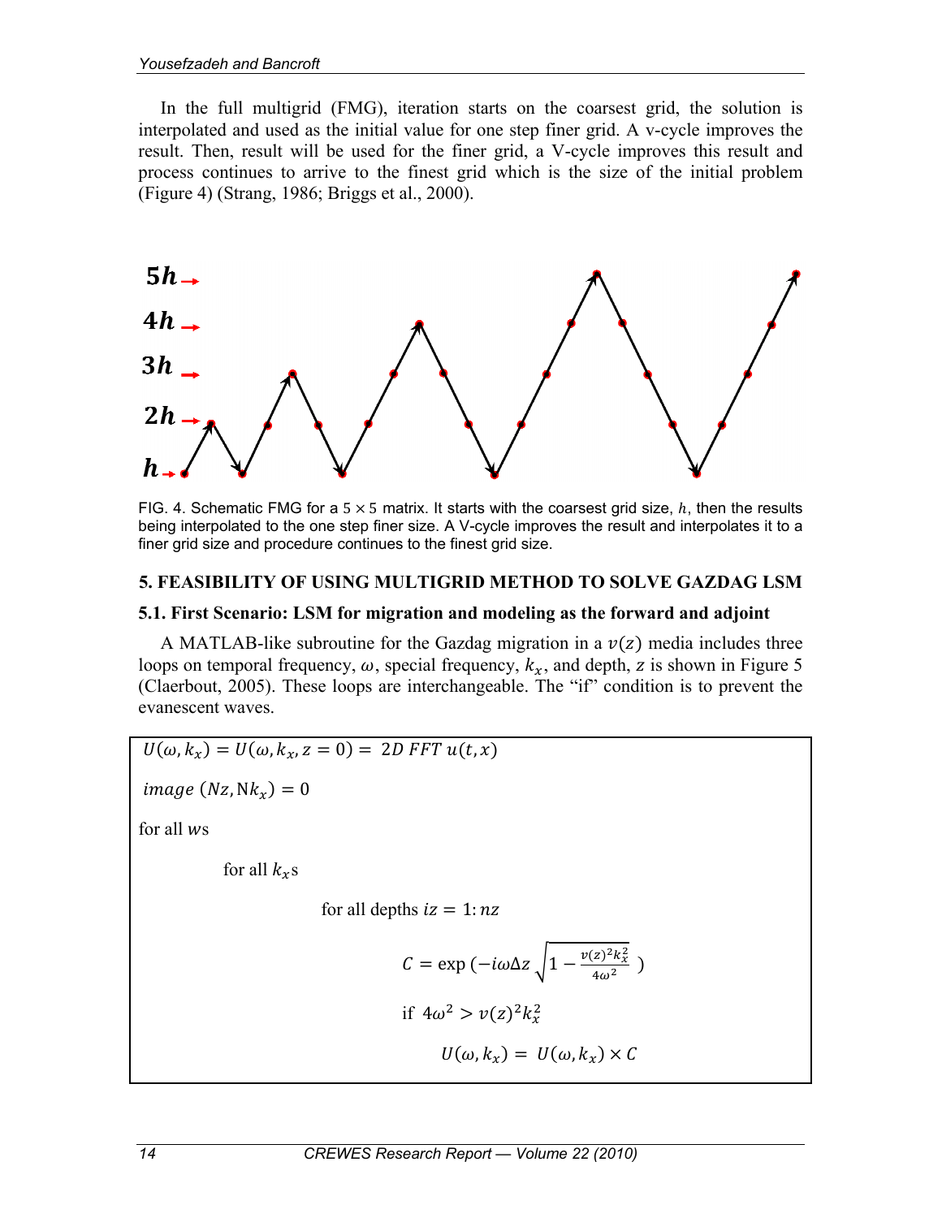In the full multigrid (FMG), iteration starts on the coarsest grid, the solution is interpolated and used as the initial value for one step finer grid. A v-cycle improves the result. Then, result will be used for the finer grid, a V-cycle improves this result and process continues to arrive to the finest grid which is the size of the initial problem (Figure 4) (Strang, 1986; Briggs et al., 2000).

FIG. 4. Schematic FMG for a $5 \times 5$ matrix. It starts with the coarsest grid size, $h$, then the results being interpolated to the one step finer size. A V-cycle improves the result and interpolates it to a finer grid size and procedure continues to the finest grid size.

## 5. FEASIBILITY OF USING MULTIGRID METHOD TO SOLVE GAZDAG LSM

### 5.1. First Scenario: LSM for migration and modeling as the forward and adjoint

A MATLAB-like subroutine for the Gazdag migration in a $v(z)$ media includes three loops on temporal frequency, $\omega$, special frequency, $k_x$, and depth, $z$ is shown in Figure 5 (Claerbout, 2005). These loops are interchangeable. The "if" condition is to prevent the evanescent waves.

$U(\omega, k_x) = U(\omega, k_x, z = 0) = 2D\ FFT\ u(t, x)$

$image\ (Nz, \mathrm{N}k_x) = 0$

for all $w$s

for all $k_x$s

for all depths $iz = 1{:}\,nz$

$$C = \exp\left(-i\omega\Delta z\sqrt{1 - \frac{v(z)^2 k_x^2}{4\omega^2}}\ \right)$$

if $4\omega^2 > v(z)^2 k_x^2$

$U(\omega, k_x) = U(\omega, k_x) \times C$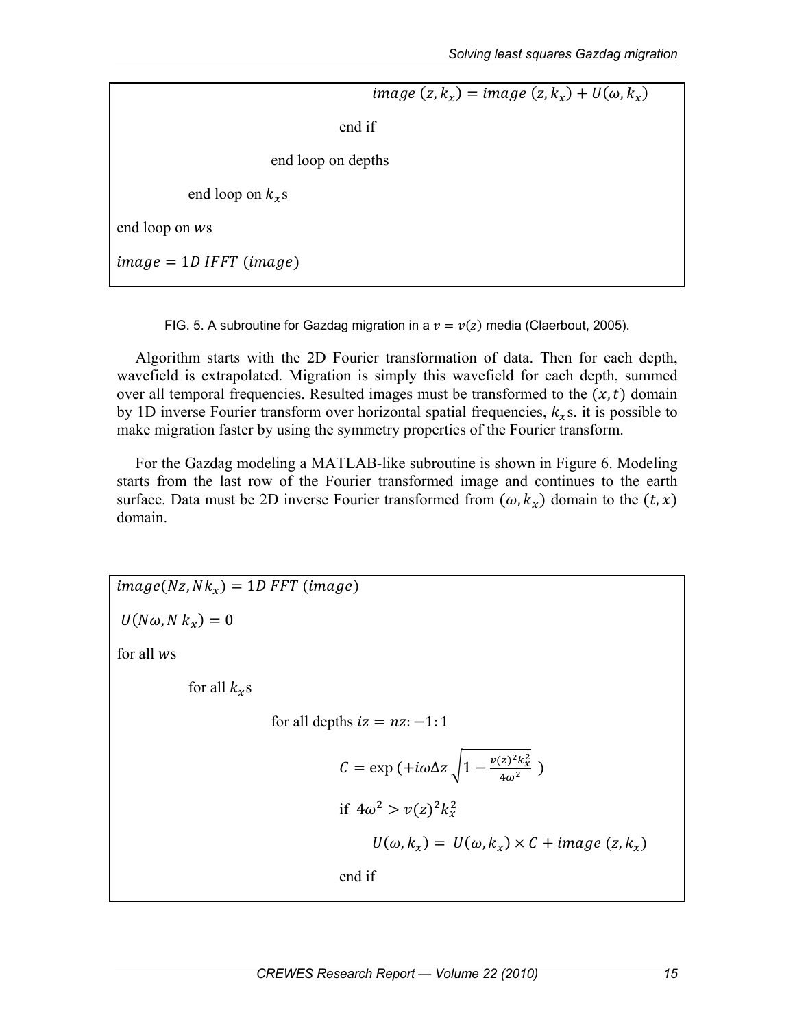```
                                  image (z, k_x) = image (z, k_x) + U(ω, k_x)
                         end if
                 end loop on depths
         end loop on k_xs
end loop on ws
image = 1D IFFT (image)
```

FIG. 5. A subroutine for Gazdag migration in a $v = v(z)$ media (Claerbout, 2005).

Algorithm starts with the 2D Fourier transformation of data. Then for each depth, wavefield is extrapolated. Migration is simply this wavefield for each depth, summed over all temporal frequencies. Resulted images must be transformed to the $(x, t)$ domain by 1D inverse Fourier transform over horizontal spatial frequencies, $k_x$s. it is possible to make migration faster by using the symmetry properties of the Fourier transform.

For the Gazdag modeling a MATLAB-like subroutine is shown in Figure 6. Modeling starts from the last row of the Fourier transformed image and continues to the earth surface. Data must be 2D inverse Fourier transformed from $(\omega, k_x)$ domain to the $(t, x)$ domain.

```
image(Nz, Nk_x) = 1D FFT (image)
U(Nω, N k_x) = 0
for all ws
         for all k_xs
                 for all depths iz = nz: −1: 1
                         C = exp (+iωΔz sqrt(1 − v(z)^2 k_x^2 / 4ω^2) )
                         if 4ω^2 > v(z)^2 k_x^2
                               U(ω, k_x) = U(ω, k_x) × C + image (z, k_x)
                         end if
```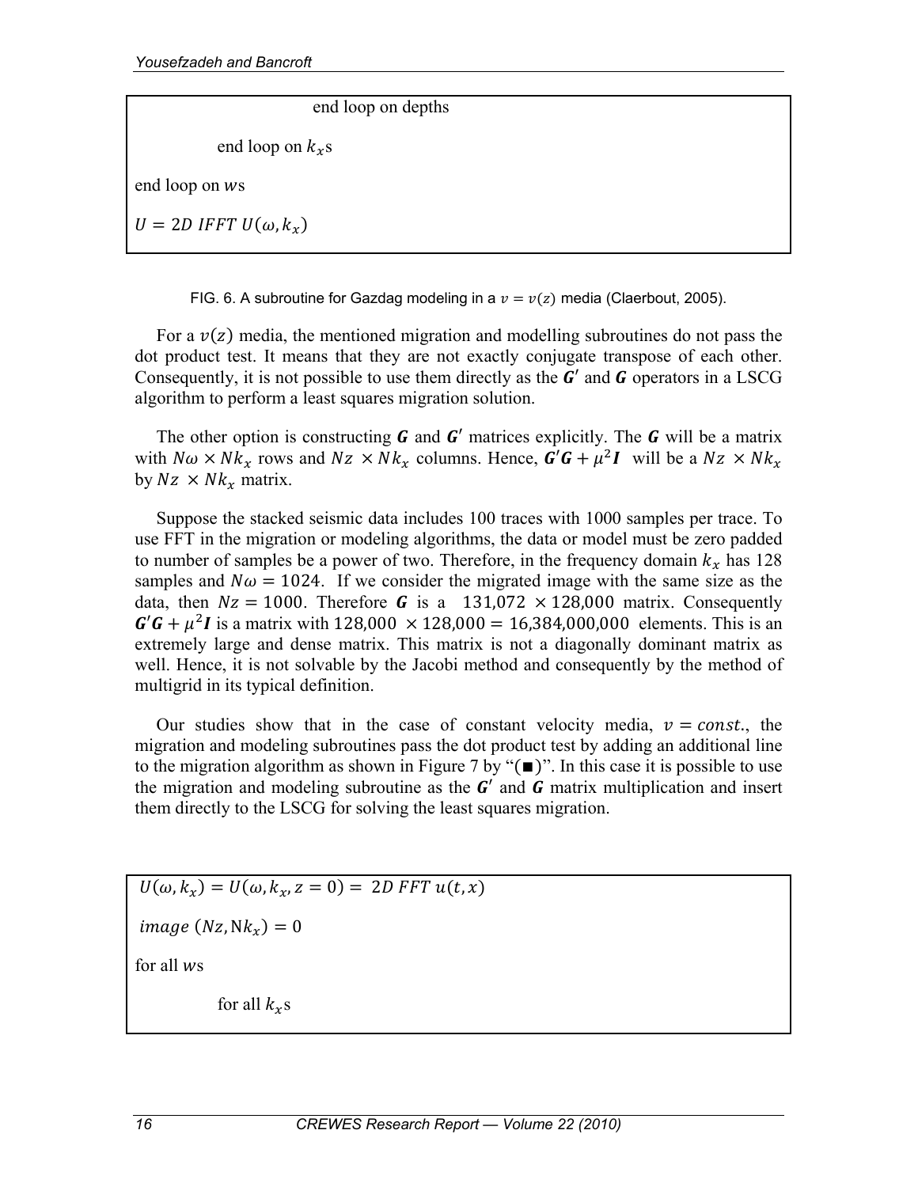```
                    end loop on depths
          end loop on kxs
end loop on ws
U = 2D IFFT U(ω, kx)
```

FIG. 6. A subroutine for Gazdag modeling in a $v = v(z)$ media (Claerbout, 2005).

For a $v(z)$ media, the mentioned migration and modelling subroutines do not pass the dot product test. It means that they are not exactly conjugate transpose of each other. Consequently, it is not possible to use them directly as the $\boldsymbol{G}'$ and $\boldsymbol{G}$ operators in a LSCG algorithm to perform a least squares migration solution.

The other option is constructing $\boldsymbol{G}$ and $\boldsymbol{G}'$ matrices explicitly. The $\boldsymbol{G}$ will be a matrix with $N\omega \times Nk_x$ rows and $Nz \times Nk_x$ columns. Hence, $\boldsymbol{G}'\boldsymbol{G} + \mu^2\boldsymbol{I}$ will be a $Nz \times Nk_x$ by $Nz \times Nk_x$ matrix.

Suppose the stacked seismic data includes 100 traces with 1000 samples per trace. To use FFT in the migration or modeling algorithms, the data or model must be zero padded to number of samples be a power of two. Therefore, in the frequency domain $k_x$ has 128 samples and $N\omega = 1024$. If we consider the migrated image with the same size as the data, then $Nz = 1000$. Therefore $\boldsymbol{G}$ is a $131{,}072 \times 128{,}000$ matrix. Consequently $\boldsymbol{G}'\boldsymbol{G} + \mu^2\boldsymbol{I}$ is a matrix with $128{,}000 \times 128{,}000 = 16{,}384{,}000{,}000$ elements. This is an extremely large and dense matrix. This matrix is not a diagonally dominant matrix as well. Hence, it is not solvable by the Jacobi method and consequently by the method of multigrid in its typical definition.

Our studies show that in the case of constant velocity media, $v = const.$, the migration and modeling subroutines pass the dot product test by adding an additional line to the migration algorithm as shown in Figure 7 by "(■)". In this case it is possible to use the migration and modeling subroutine as the $\boldsymbol{G}'$ and $\boldsymbol{G}$ matrix multiplication and insert them directly to the LSCG for solving the least squares migration.

```
U(ω, kx) = U(ω, kx, z = 0) = 2D FFT u(t, x)
image (Nz, Nkx) = 0
for all ws
          for all kxs
```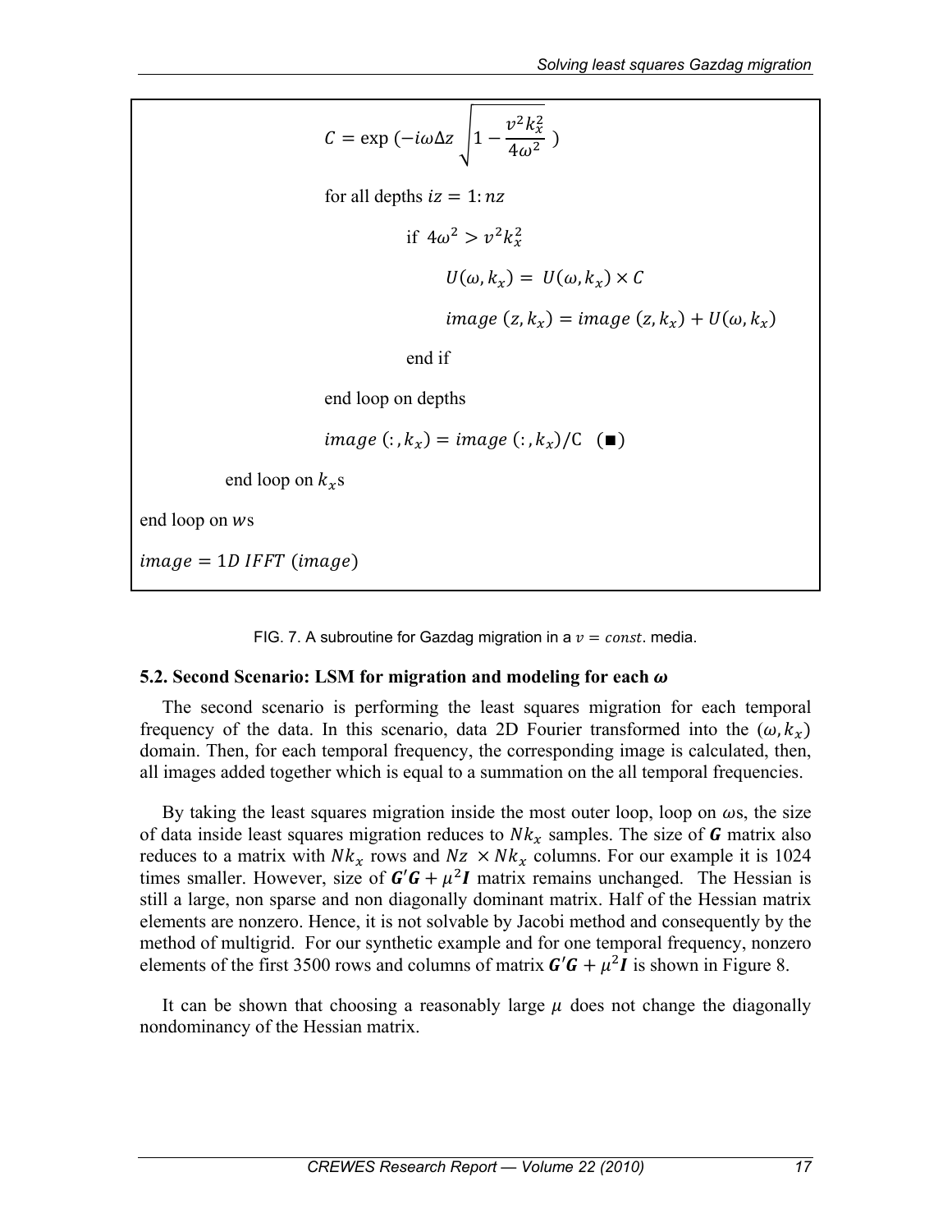```
            C = exp(−iωΔz sqrt(1 − v²kx²/(4ω²)))

            for all depths iz = 1:nz

                  if 4ω² > v²kx²

                        U(ω, kx) = U(ω, kx) × C

                        image(z, kx) = image(z, kx) + U(ω, kx)

                  end if

            end loop on depths

            image(:, kx) = image(:, kx)/C   (■)

      end loop on kxs

end loop on ws

image = 1D IFFT (image)
```

FIG. 7. A subroutine for Gazdag migration in a $v = const.$ media.

### 5.2. Second Scenario: LSM for migration and modeling for each $\omega$

The second scenario is performing the least squares migration for each temporal frequency of the data. In this scenario, data 2D Fourier transformed into the $(\omega, k_x)$ domain. Then, for each temporal frequency, the corresponding image is calculated, then, all images added together which is equal to a summation on the all temporal frequencies.

By taking the least squares migration inside the most outer loop, loop on $\omega$s, the size of data inside least squares migration reduces to $Nk_x$ samples. The size of $\boldsymbol{G}$ matrix also reduces to a matrix with $Nk_x$ rows and $Nz \times Nk_x$ columns. For our example it is 1024 times smaller. However, size of $\boldsymbol{G}'\boldsymbol{G} + \mu^2\boldsymbol{I}$ matrix remains unchanged. The Hessian is still a large, non sparse and non diagonally dominant matrix. Half of the Hessian matrix elements are nonzero. Hence, it is not solvable by Jacobi method and consequently by the method of multigrid. For our synthetic example and for one temporal frequency, nonzero elements of the first 3500 rows and columns of matrix $\boldsymbol{G}'\boldsymbol{G} + \mu^2\boldsymbol{I}$ is shown in Figure 8.

It can be shown that choosing a reasonably large $\mu$ does not change the diagonally nondominancy of the Hessian matrix.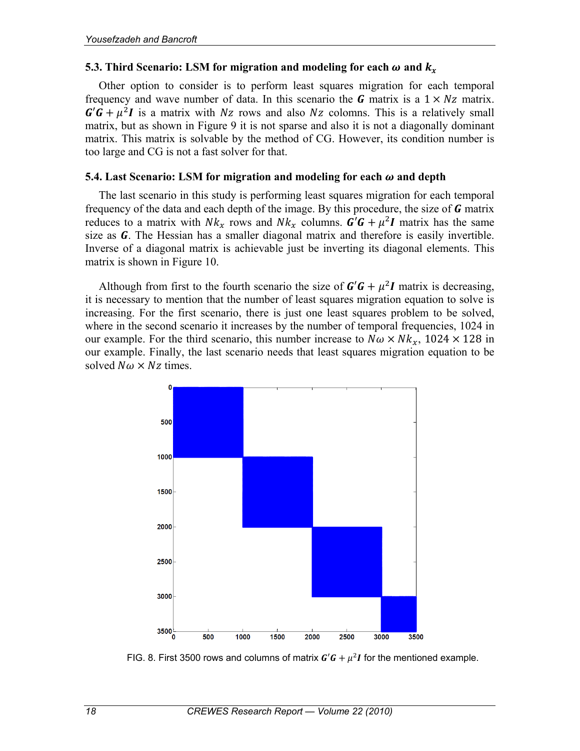### 5.3. Third Scenario: LSM for migration and modeling for each $\omega$ and $k_x$

Other option to consider is to perform least squares migration for each temporal frequency and wave number of data. In this scenario the $\boldsymbol{G}$ matrix is a $1 \times Nz$ matrix. $\boldsymbol{G}'\boldsymbol{G} + \mu^2\boldsymbol{I}$ is a matrix with $Nz$ rows and also $Nz$ colomns. This is a relatively small matrix, but as shown in Figure 9 it is not sparse and also it is not a diagonally dominant matrix. This matrix is solvable by the method of CG. However, its condition number is too large and CG is not a fast solver for that.

### 5.4. Last Scenario: LSM for migration and modeling for each $\omega$ and depth

The last scenario in this study is performing least squares migration for each temporal frequency of the data and each depth of the image. By this procedure, the size of $\boldsymbol{G}$ matrix reduces to a matrix with $Nk_x$ rows and $Nk_x$ columns. $\boldsymbol{G}'\boldsymbol{G} + \mu^2\boldsymbol{I}$ matrix has the same size as $\boldsymbol{G}$. The Hessian has a smaller diagonal matrix and therefore is easily invertible. Inverse of a diagonal matrix is achievable just be inverting its diagonal elements. This matrix is shown in Figure 10.

Although from first to the fourth scenario the size of $\boldsymbol{G}'\boldsymbol{G} + \mu^2\boldsymbol{I}$ matrix is decreasing, it is necessary to mention that the number of least squares migration equation to solve is increasing. For the first scenario, there is just one least squares problem to be solved, where in the second scenario it increases by the number of temporal frequencies, 1024 in our example. For the third scenario, this number increase to $N\omega \times Nk_x$, $1024 \times 128$ in our example. Finally, the last scenario needs that least squares migration equation to be solved $N\omega \times Nz$ times.

FIG. 8. First 3500 rows and columns of matrix $\boldsymbol{G}'\boldsymbol{G} + \mu^2\boldsymbol{I}$ for the mentioned example.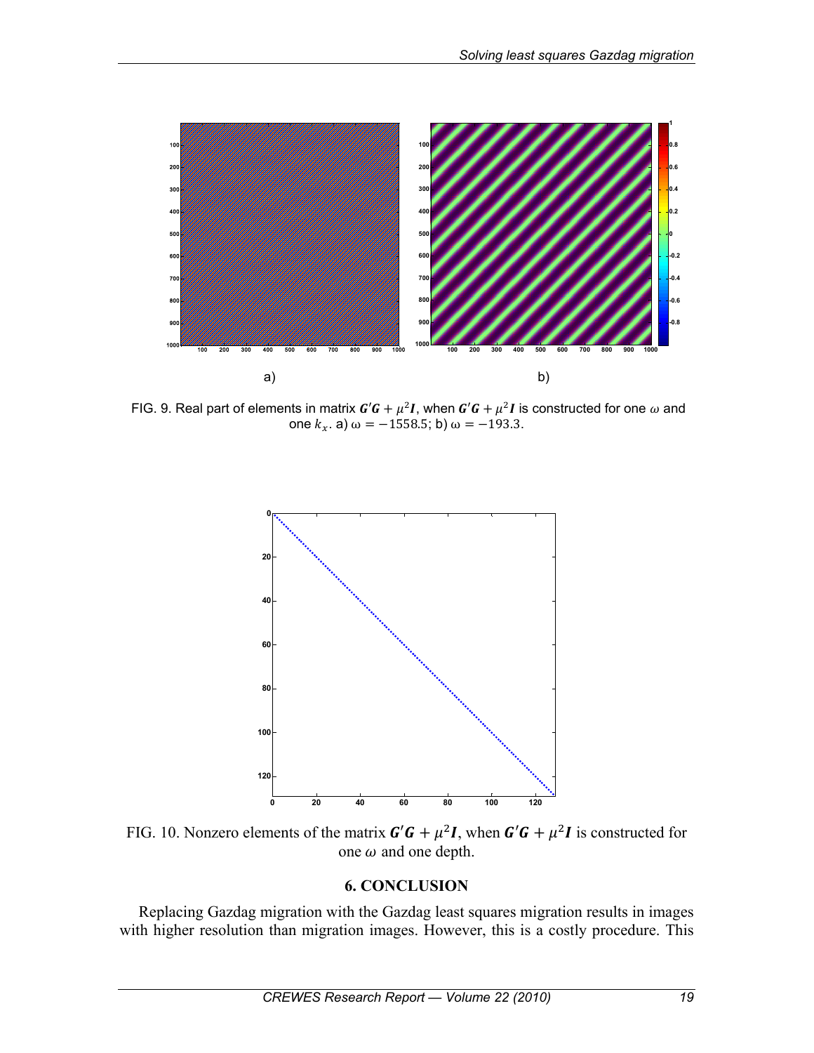FIG. 9. Real part of elements in matrix $\boldsymbol{G}'\boldsymbol{G} + \mu^2\boldsymbol{I}$, when $\boldsymbol{G}'\boldsymbol{G} + \mu^2\boldsymbol{I}$ is constructed for one $\omega$ and one $k_x$. a) $\omega = -1558.5$; b) $\omega = -193.3$.

FIG. 10. Nonzero elements of the matrix $\boldsymbol{G}'\boldsymbol{G} + \mu^2\boldsymbol{I}$, when $\boldsymbol{G}'\boldsymbol{G} + \mu^2\boldsymbol{I}$ is constructed for one $\omega$ and one depth.

## 6. CONCLUSION

Replacing Gazdag migration with the Gazdag least squares migration results in images with higher resolution than migration images. However, this is a costly procedure. This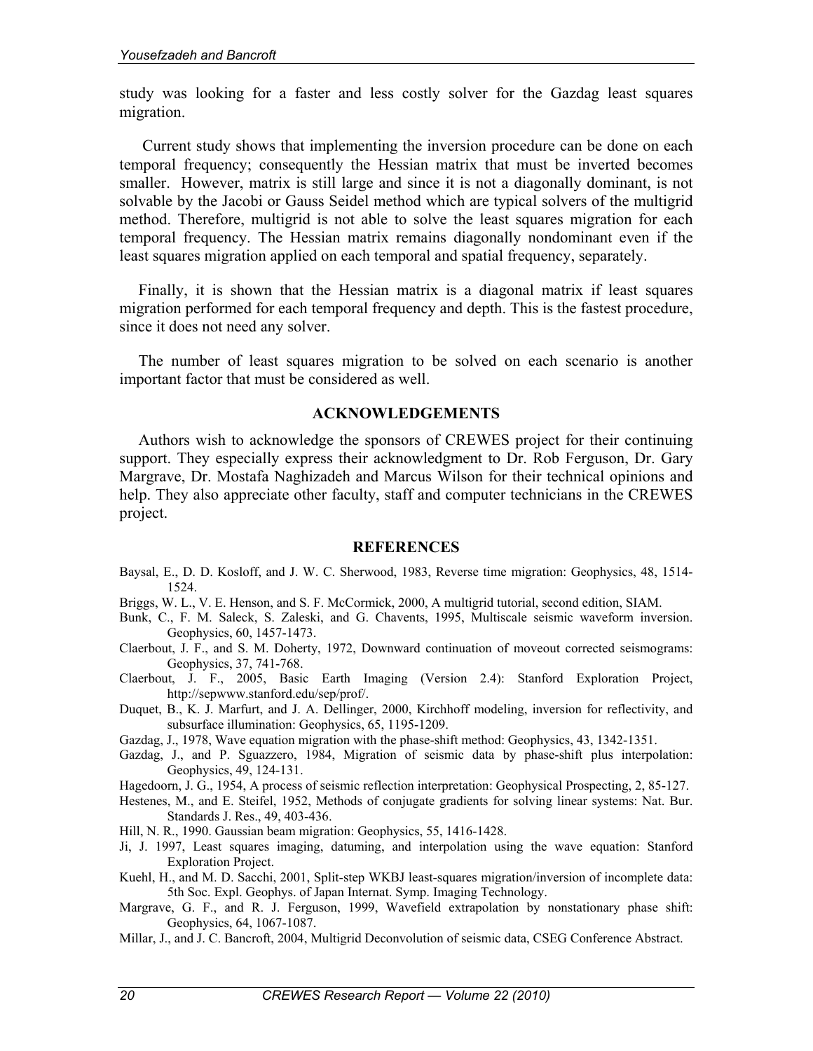study was looking for a faster and less costly solver for the Gazdag least squares migration.

Current study shows that implementing the inversion procedure can be done on each temporal frequency; consequently the Hessian matrix that must be inverted becomes smaller. However, matrix is still large and since it is not a diagonally dominant, is not solvable by the Jacobi or Gauss Seidel method which are typical solvers of the multigrid method. Therefore, multigrid is not able to solve the least squares migration for each temporal frequency. The Hessian matrix remains diagonally nondominant even if the least squares migration applied on each temporal and spatial frequency, separately.

Finally, it is shown that the Hessian matrix is a diagonal matrix if least squares migration performed for each temporal frequency and depth. This is the fastest procedure, since it does not need any solver.

The number of least squares migration to be solved on each scenario is another important factor that must be considered as well.

## ACKNOWLEDGEMENTS

Authors wish to acknowledge the sponsors of CREWES project for their continuing support. They especially express their acknowledgment to Dr. Rob Ferguson, Dr. Gary Margrave, Dr. Mostafa Naghizadeh and Marcus Wilson for their technical opinions and help. They also appreciate other faculty, staff and computer technicians in the CREWES project.

## REFERENCES

Baysal, E., D. D. Kosloff, and J. W. C. Sherwood, 1983, Reverse time migration: Geophysics, 48, 1514-1524.

Briggs, W. L., V. E. Henson, and S. F. McCormick, 2000, A multigrid tutorial, second edition, SIAM.

Bunk, C., F. M. Saleck, S. Zaleski, and G. Chavents, 1995, Multiscale seismic waveform inversion. Geophysics, 60, 1457-1473.

Claerbout, J. F., and S. M. Doherty, 1972, Downward continuation of moveout corrected seismograms: Geophysics, 37, 741-768.

Claerbout, J. F., 2005, Basic Earth Imaging (Version 2.4): Stanford Exploration Project, http://sepwww.stanford.edu/sep/prof/.

Duquet, B., K. J. Marfurt, and J. A. Dellinger, 2000, Kirchhoff modeling, inversion for reflectivity, and subsurface illumination: Geophysics, 65, 1195-1209.

Gazdag, J., 1978, Wave equation migration with the phase-shift method: Geophysics, 43, 1342-1351.

Gazdag, J., and P. Sguazzero, 1984, Migration of seismic data by phase-shift plus interpolation: Geophysics, 49, 124-131.

Hagedoorn, J. G., 1954, A process of seismic reflection interpretation: Geophysical Prospecting, 2, 85-127.

Hestenes, M., and E. Steifel, 1952, Methods of conjugate gradients for solving linear systems: Nat. Bur. Standards J. Res., 49, 403-436.

Hill, N. R., 1990. Gaussian beam migration: Geophysics, 55, 1416-1428.

Ji, J. 1997, Least squares imaging, datuming, and interpolation using the wave equation: Stanford Exploration Project.

Kuehl, H., and M. D. Sacchi, 2001, Split-step WKBJ least-squares migration/inversion of incomplete data: 5th Soc. Expl. Geophys. of Japan Internat. Symp. Imaging Technology.

Margrave, G. F., and R. J. Ferguson, 1999, Wavefield extrapolation by nonstationary phase shift: Geophysics, 64, 1067-1087.

Millar, J., and J. C. Bancroft, 2004, Multigrid Deconvolution of seismic data, CSEG Conference Abstract.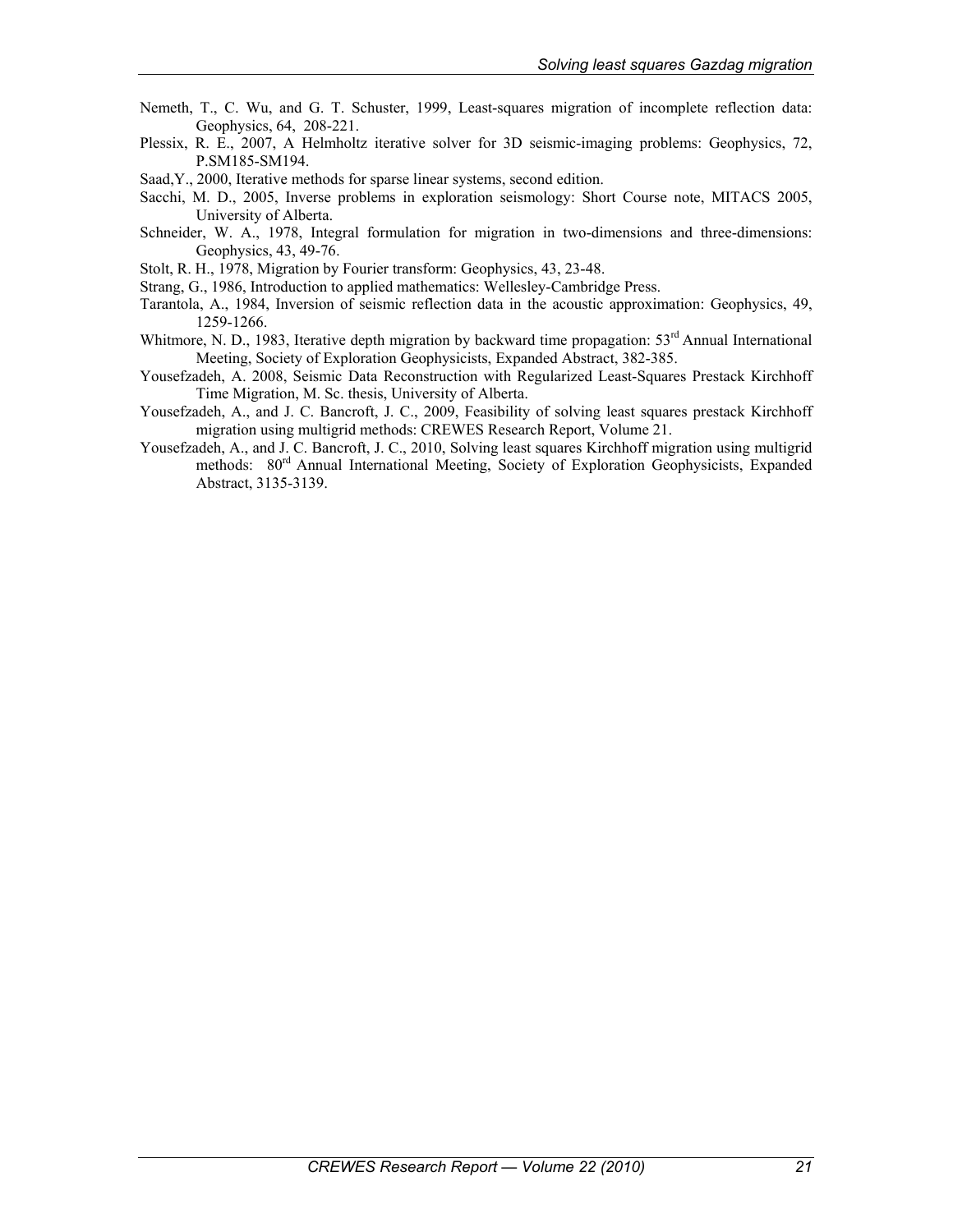Nemeth, T., C. Wu, and G. T. Schuster, 1999, Least-squares migration of incomplete reflection data: Geophysics, 64, 208-221.

Plessix, R. E., 2007, A Helmholtz iterative solver for 3D seismic-imaging problems: Geophysics, 72, P.SM185-SM194.

Saad,Y., 2000, Iterative methods for sparse linear systems, second edition.

Sacchi, M. D., 2005, Inverse problems in exploration seismology: Short Course note, MITACS 2005, University of Alberta.

Schneider, W. A., 1978, Integral formulation for migration in two-dimensions and three-dimensions: Geophysics, 43, 49-76.

Stolt, R. H., 1978, Migration by Fourier transform: Geophysics, 43, 23-48.

Strang, G., 1986, Introduction to applied mathematics: Wellesley-Cambridge Press.

Tarantola, A., 1984, Inversion of seismic reflection data in the acoustic approximation: Geophysics, 49, 1259-1266.

Whitmore, N. D., 1983, Iterative depth migration by backward time propagation: 53rd Annual International Meeting, Society of Exploration Geophysicists, Expanded Abstract, 382-385.

Yousefzadeh, A. 2008, Seismic Data Reconstruction with Regularized Least-Squares Prestack Kirchhoff Time Migration, M. Sc. thesis, University of Alberta.

Yousefzadeh, A., and J. C. Bancroft, J. C., 2009, Feasibility of solving least squares prestack Kirchhoff migration using multigrid methods: CREWES Research Report, Volume 21.

Yousefzadeh, A., and J. C. Bancroft, J. C., 2010, Solving least squares Kirchhoff migration using multigrid methods: 80th Annual International Meeting, Society of Exploration Geophysicists, Expanded Abstract, 3135-3139.